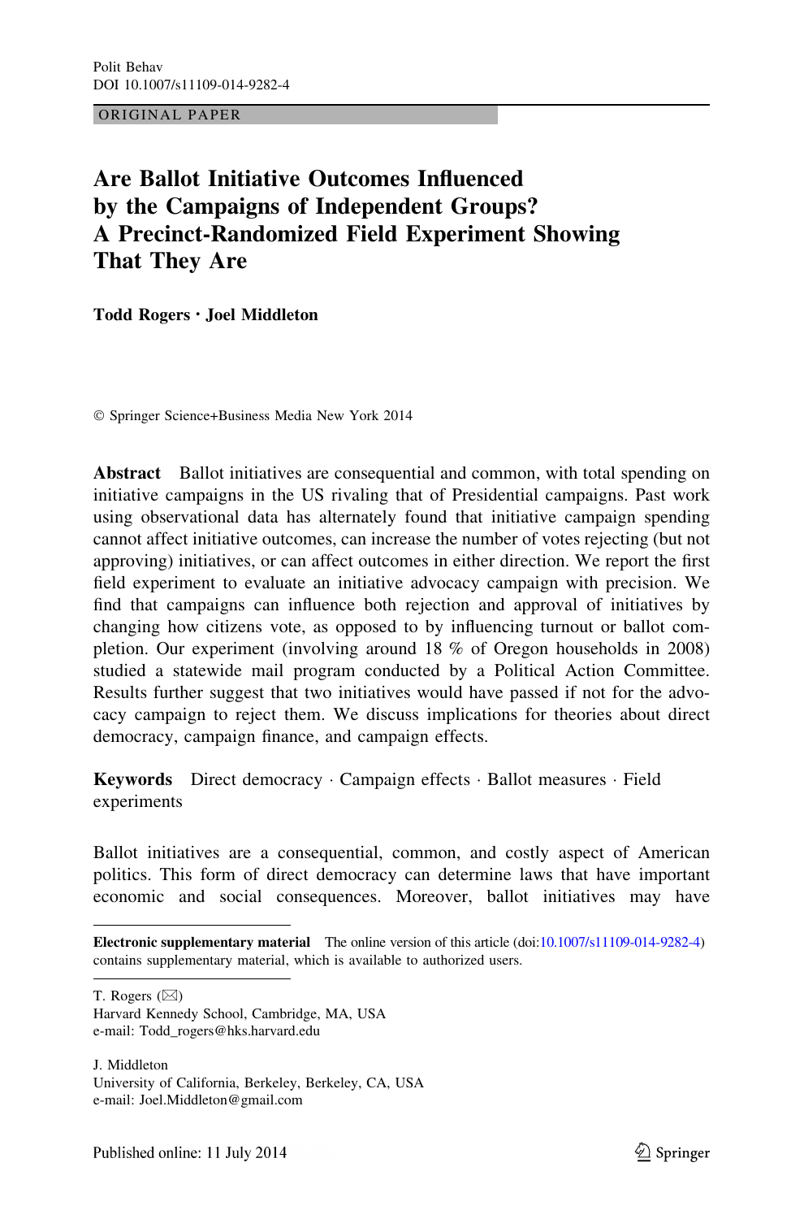ORIGINAL PAPER

# Are Ballot Initiative Outcomes Influenced by the Campaigns of Independent Groups? A Precinct-Randomized Field Experiment Showing That They Are

**Todd Rogers · Joel Middleton**

© Springer Science+Business Media New York 2014

**Abstract** Ballot initiatives are consequential and common, with total spending on initiative campaigns in the US rivaling that of Presidential campaigns. Past work using observational data has alternately found that initiative campaign spending cannot affect initiative outcomes, can increase the number of votes rejecting (but not approving) initiatives, or can affect outcomes in either direction. We report the first field experiment to evaluate an initiative advocacy campaign with precision. We find that campaigns can influence both rejection and approval of initiatives by changing how citizens vote, as opposed to by influencing turnout or ballot completion. Our experiment (involving around 18 % of Oregon households in 2008) studied a statewide mail program conducted by a Political Action Committee. Results further suggest that two initiatives would have passed if not for the advocacy campaign to reject them. We discuss implications for theories about direct democracy, campaign finance, and campaign effects.

**Keywords** Direct democracy · Campaign effects · Ballot measures · Field experiments

Ballot initiatives are a consequential, common, and costly aspect of American politics. This form of direct democracy can determine laws that have important economic and social consequences. Moreover, ballot initiatives may have

---

**Electronic supplementary material** The online version of this article (doi:10.1007/s11109-014-9282-4) contains supplementary material, which is available to authorized users.

T. Rogers (✉)
Harvard Kennedy School, Cambridge, MA, USA
e-mail: Todd_rogers@hks.harvard.edu

J. Middleton
University of California, Berkeley, Berkeley, CA, USA
e-mail: Joel.Middleton@gmail.com

Published online: 11 July 2014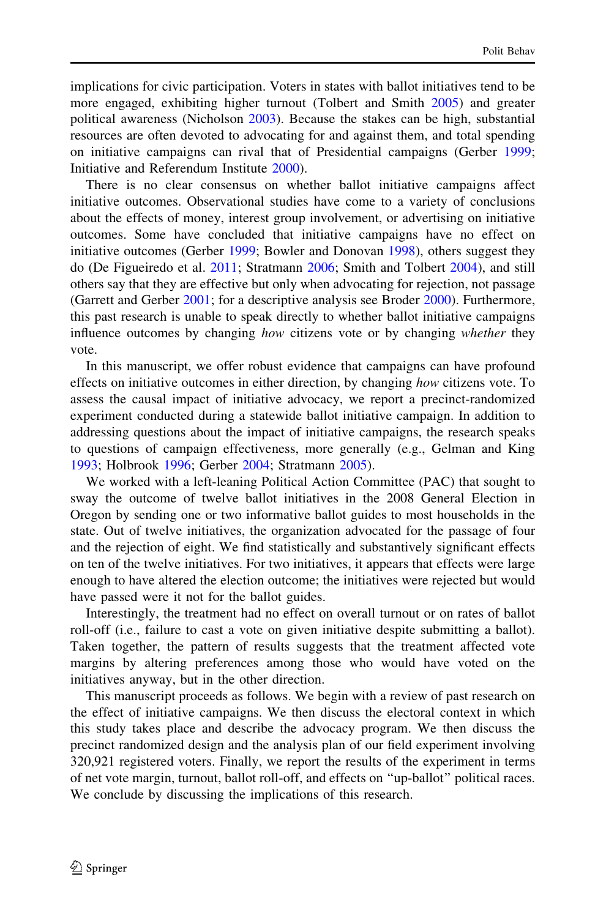implications for civic participation. Voters in states with ballot initiatives tend to be more engaged, exhibiting higher turnout (Tolbert and Smith 2005) and greater political awareness (Nicholson 2003). Because the stakes can be high, substantial resources are often devoted to advocating for and against them, and total spending on initiative campaigns can rival that of Presidential campaigns (Gerber 1999; Initiative and Referendum Institute 2000).

There is no clear consensus on whether ballot initiative campaigns affect initiative outcomes. Observational studies have come to a variety of conclusions about the effects of money, interest group involvement, or advertising on initiative outcomes. Some have concluded that initiative campaigns have no effect on initiative outcomes (Gerber 1999; Bowler and Donovan 1998), others suggest they do (De Figueiredo et al. 2011; Stratmann 2006; Smith and Tolbert 2004), and still others say that they are effective but only when advocating for rejection, not passage (Garrett and Gerber 2001; for a descriptive analysis see Broder 2000). Furthermore, this past research is unable to speak directly to whether ballot initiative campaigns influence outcomes by changing *how* citizens vote or by changing *whether* they vote.

In this manuscript, we offer robust evidence that campaigns can have profound effects on initiative outcomes in either direction, by changing *how* citizens vote. To assess the causal impact of initiative advocacy, we report a precinct-randomized experiment conducted during a statewide ballot initiative campaign. In addition to addressing questions about the impact of initiative campaigns, the research speaks to questions of campaign effectiveness, more generally (e.g., Gelman and King 1993; Holbrook 1996; Gerber 2004; Stratmann 2005).

We worked with a left-leaning Political Action Committee (PAC) that sought to sway the outcome of twelve ballot initiatives in the 2008 General Election in Oregon by sending one or two informative ballot guides to most households in the state. Out of twelve initiatives, the organization advocated for the passage of four and the rejection of eight. We find statistically and substantively significant effects on ten of the twelve initiatives. For two initiatives, it appears that effects were large enough to have altered the election outcome; the initiatives were rejected but would have passed were it not for the ballot guides.

Interestingly, the treatment had no effect on overall turnout or on rates of ballot roll-off (i.e., failure to cast a vote on given initiative despite submitting a ballot). Taken together, the pattern of results suggests that the treatment affected vote margins by altering preferences among those who would have voted on the initiatives anyway, but in the other direction.

This manuscript proceeds as follows. We begin with a review of past research on the effect of initiative campaigns. We then discuss the electoral context in which this study takes place and describe the advocacy program. We then discuss the precinct randomized design and the analysis plan of our field experiment involving 320,921 registered voters. Finally, we report the results of the experiment in terms of net vote margin, turnout, ballot roll-off, and effects on "up-ballot" political races. We conclude by discussing the implications of this research.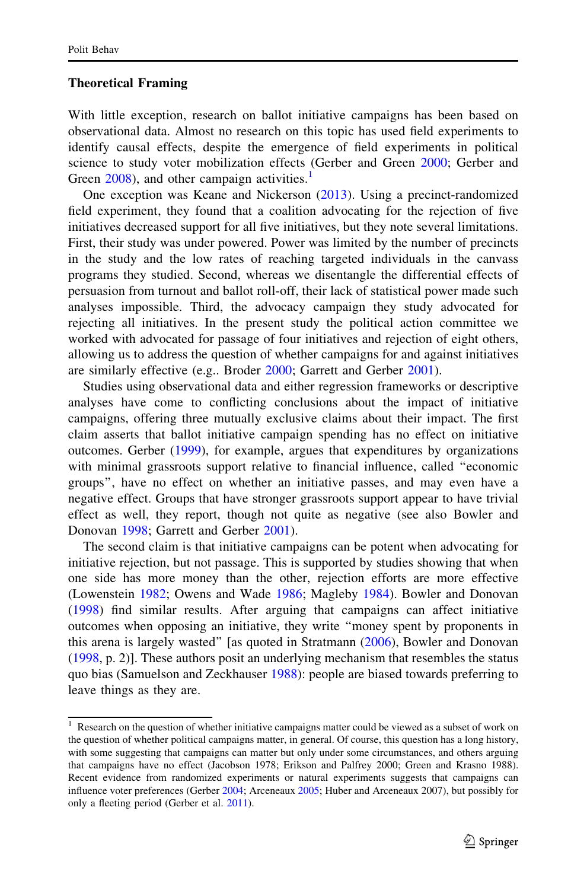## Theoretical Framing

With little exception, research on ballot initiative campaigns has been based on observational data. Almost no research on this topic has used field experiments to identify causal effects, despite the emergence of field experiments in political science to study voter mobilization effects (Gerber and Green 2000; Gerber and Green 2008), and other campaign activities.[1]

One exception was Keane and Nickerson (2013). Using a precinct-randomized field experiment, they found that a coalition advocating for the rejection of five initiatives decreased support for all five initiatives, but they note several limitations. First, their study was under powered. Power was limited by the number of precincts in the study and the low rates of reaching targeted individuals in the canvass programs they studied. Second, whereas we disentangle the differential effects of persuasion from turnout and ballot roll-off, their lack of statistical power made such analyses impossible. Third, the advocacy campaign they study advocated for rejecting all initiatives. In the present study the political action committee we worked with advocated for passage of four initiatives and rejection of eight others, allowing us to address the question of whether campaigns for and against initiatives are similarly effective (e.g.. Broder 2000; Garrett and Gerber 2001).

Studies using observational data and either regression frameworks or descriptive analyses have come to conflicting conclusions about the impact of initiative campaigns, offering three mutually exclusive claims about their impact. The first claim asserts that ballot initiative campaign spending has no effect on initiative outcomes. Gerber (1999), for example, argues that expenditures by organizations with minimal grassroots support relative to financial influence, called "economic groups", have no effect on whether an initiative passes, and may even have a negative effect. Groups that have stronger grassroots support appear to have trivial effect as well, they report, though not quite as negative (see also Bowler and Donovan 1998; Garrett and Gerber 2001).

The second claim is that initiative campaigns can be potent when advocating for initiative rejection, but not passage. This is supported by studies showing that when one side has more money than the other, rejection efforts are more effective (Lowenstein 1982; Owens and Wade 1986; Magleby 1984). Bowler and Donovan (1998) find similar results. After arguing that campaigns can affect initiative outcomes when opposing an initiative, they write "money spent by proponents in this arena is largely wasted" [as quoted in Stratmann (2006), Bowler and Donovan (1998, p. 2)]. These authors posit an underlying mechanism that resembles the status quo bias (Samuelson and Zeckhauser 1988): people are biased towards preferring to leave things as they are.

---

[1] Research on the question of whether initiative campaigns matter could be viewed as a subset of work on the question of whether political campaigns matter, in general. Of course, this question has a long history, with some suggesting that campaigns can matter but only under some circumstances, and others arguing that campaigns have no effect (Jacobson 1978; Erikson and Palfrey 2000; Green and Krasno 1988). Recent evidence from randomized experiments or natural experiments suggests that campaigns can influence voter preferences (Gerber 2004; Arceneaux 2005; Huber and Arceneaux 2007), but possibly for only a fleeting period (Gerber et al. 2011).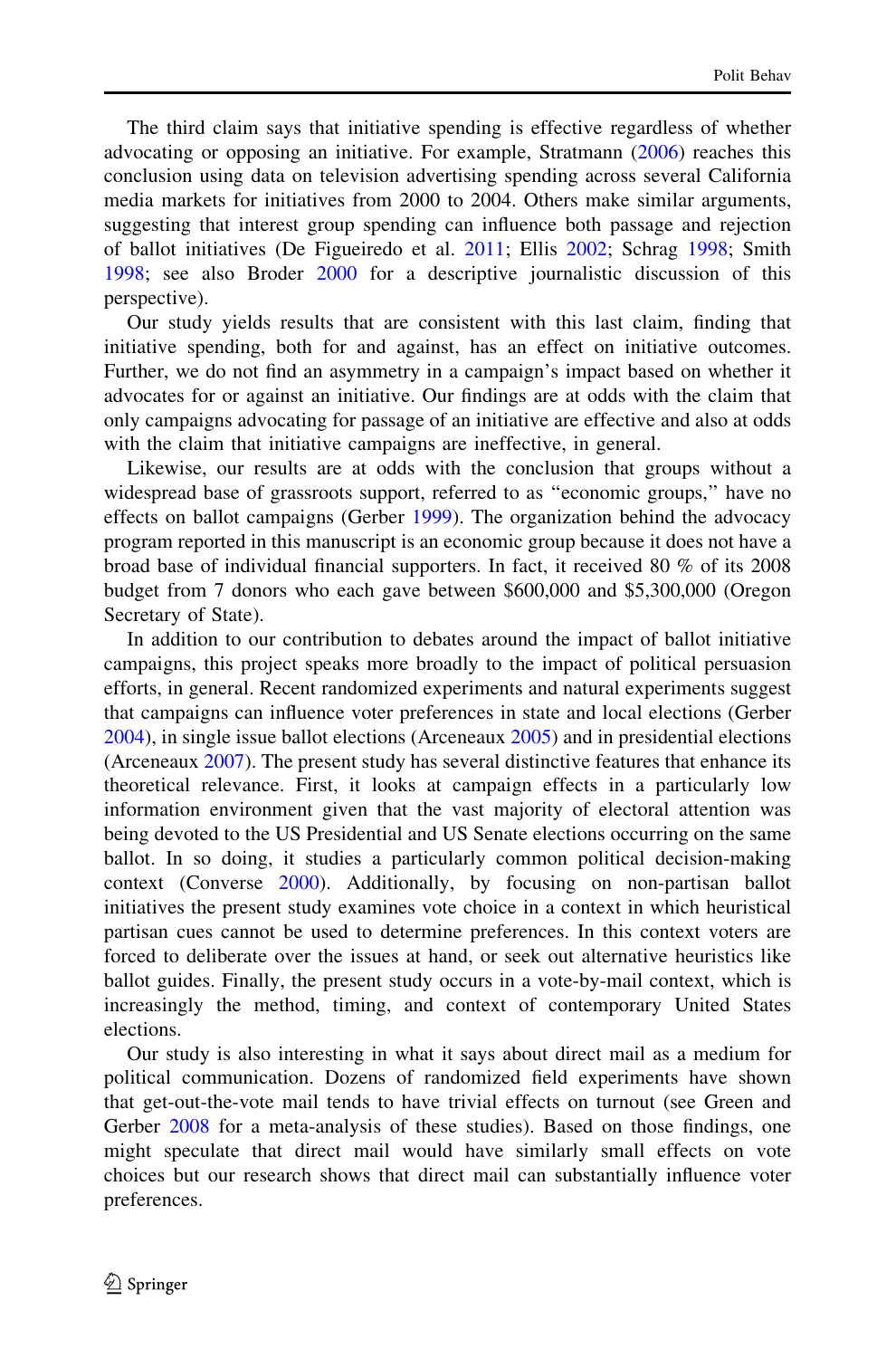The third claim says that initiative spending is effective regardless of whether advocating or opposing an initiative. For example, Stratmann (2006) reaches this conclusion using data on television advertising spending across several California media markets for initiatives from 2000 to 2004. Others make similar arguments, suggesting that interest group spending can influence both passage and rejection of ballot initiatives (De Figueiredo et al. 2011; Ellis 2002; Schrag 1998; Smith 1998; see also Broder 2000 for a descriptive journalistic discussion of this perspective).

Our study yields results that are consistent with this last claim, finding that initiative spending, both for and against, has an effect on initiative outcomes. Further, we do not find an asymmetry in a campaign's impact based on whether it advocates for or against an initiative. Our findings are at odds with the claim that only campaigns advocating for passage of an initiative are effective and also at odds with the claim that initiative campaigns are ineffective, in general.

Likewise, our results are at odds with the conclusion that groups without a widespread base of grassroots support, referred to as "economic groups," have no effects on ballot campaigns (Gerber 1999). The organization behind the advocacy program reported in this manuscript is an economic group because it does not have a broad base of individual financial supporters. In fact, it received 80 % of its 2008 budget from 7 donors who each gave between $600,000 and $5,300,000 (Oregon Secretary of State).

In addition to our contribution to debates around the impact of ballot initiative campaigns, this project speaks more broadly to the impact of political persuasion efforts, in general. Recent randomized experiments and natural experiments suggest that campaigns can influence voter preferences in state and local elections (Gerber 2004), in single issue ballot elections (Arceneaux 2005) and in presidential elections (Arceneaux 2007). The present study has several distinctive features that enhance its theoretical relevance. First, it looks at campaign effects in a particularly low information environment given that the vast majority of electoral attention was being devoted to the US Presidential and US Senate elections occurring on the same ballot. In so doing, it studies a particularly common political decision-making context (Converse 2000). Additionally, by focusing on non-partisan ballot initiatives the present study examines vote choice in a context in which heuristical partisan cues cannot be used to determine preferences. In this context voters are forced to deliberate over the issues at hand, or seek out alternative heuristics like ballot guides. Finally, the present study occurs in a vote-by-mail context, which is increasingly the method, timing, and context of contemporary United States elections.

Our study is also interesting in what it says about direct mail as a medium for political communication. Dozens of randomized field experiments have shown that get-out-the-vote mail tends to have trivial effects on turnout (see Green and Gerber 2008 for a meta-analysis of these studies). Based on those findings, one might speculate that direct mail would have similarly small effects on vote choices but our research shows that direct mail can substantially influence voter preferences.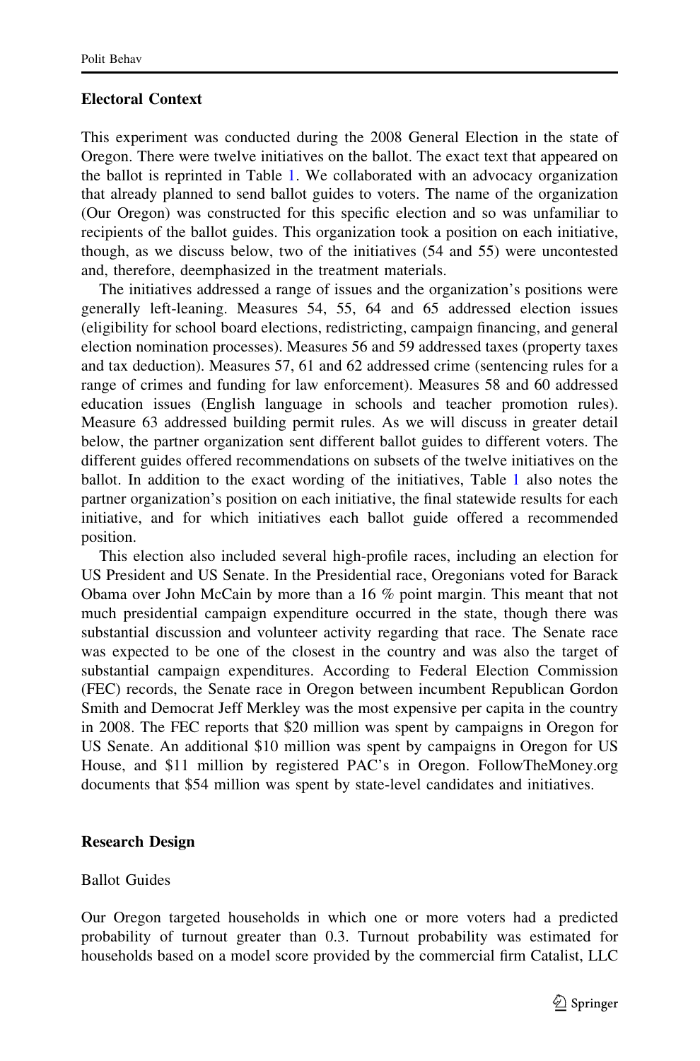## Electoral Context

This experiment was conducted during the 2008 General Election in the state of Oregon. There were twelve initiatives on the ballot. The exact text that appeared on the ballot is reprinted in Table 1. We collaborated with an advocacy organization that already planned to send ballot guides to voters. The name of the organization (Our Oregon) was constructed for this specific election and so was unfamiliar to recipients of the ballot guides. This organization took a position on each initiative, though, as we discuss below, two of the initiatives (54 and 55) were uncontested and, therefore, deemphasized in the treatment materials.

The initiatives addressed a range of issues and the organization's positions were generally left-leaning. Measures 54, 55, 64 and 65 addressed election issues (eligibility for school board elections, redistricting, campaign financing, and general election nomination processes). Measures 56 and 59 addressed taxes (property taxes and tax deduction). Measures 57, 61 and 62 addressed crime (sentencing rules for a range of crimes and funding for law enforcement). Measures 58 and 60 addressed education issues (English language in schools and teacher promotion rules). Measure 63 addressed building permit rules. As we will discuss in greater detail below, the partner organization sent different ballot guides to different voters. The different guides offered recommendations on subsets of the twelve initiatives on the ballot. In addition to the exact wording of the initiatives, Table 1 also notes the partner organization's position on each initiative, the final statewide results for each initiative, and for which initiatives each ballot guide offered a recommended position.

This election also included several high-profile races, including an election for US President and US Senate. In the Presidential race, Oregonians voted for Barack Obama over John McCain by more than a 16 % point margin. This meant that not much presidential campaign expenditure occurred in the state, though there was substantial discussion and volunteer activity regarding that race. The Senate race was expected to be one of the closest in the country and was also the target of substantial campaign expenditures. According to Federal Election Commission (FEC) records, the Senate race in Oregon between incumbent Republican Gordon Smith and Democrat Jeff Merkley was the most expensive per capita in the country in 2008. The FEC reports that $20 million was spent by campaigns in Oregon for US Senate. An additional $10 million was spent by campaigns in Oregon for US House, and $11 million by registered PAC's in Oregon. FollowTheMoney.org documents that $54 million was spent by state-level candidates and initiatives.

## Research Design

### Ballot Guides

Our Oregon targeted households in which one or more voters had a predicted probability of turnout greater than 0.3. Turnout probability was estimated for households based on a model score provided by the commercial firm Catalist, LLC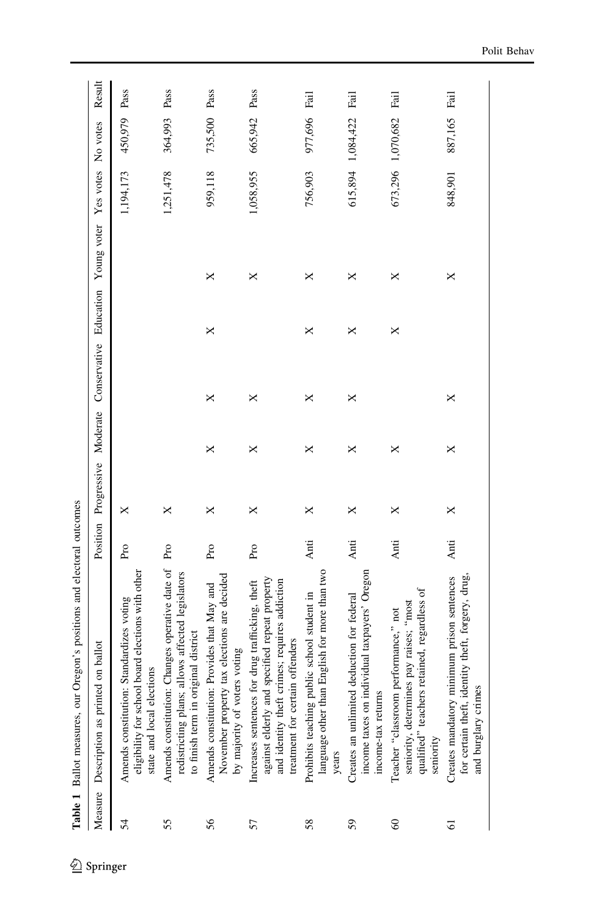**Table 1** Ballot measures, our Oregon's positions and electoral outcomes

| Measure | Description as printed on ballot | Position | Progressive | Moderate | Conservative | Education | Young voter | Yes votes | No votes | Result |
|---|---|---|---|---|---|---|---|---|---|---|
| 54 | Amends constitution: Standardizes voting eligibility for school board elections with other state and local elections | Pro | X | | | | | 1,194,173 | 450,979 | Pass |
| 55 | Amends constitution: Changes operative date of redistricting plans; allows affected legislators to finish term in original district | Pro | X | | | | | 1,251,478 | 364,993 | Pass |
| 56 | Amends constitution: Provides that May and November property tax elections are decided by majority of voters voting | Pro | X | X | X | X | X | 959,118 | 735,500 | Pass |
| 57 | Increases sentences for drug trafficking, theft against elderly and specified repeat property and identity theft crimes; requires addiction treatment for certain offenders | Pro | X | X | X | | X | 1,058,955 | 665,942 | Pass |
| 58 | Prohibits teaching public school student in language other than English for more than two years | Anti | X | X | X | X | X | 756,903 | 977,696 | Fail |
| 59 | Creates an unlimited deduction for federal income taxes on individual taxpayers' Oregon income-tax returns | Anti | X | X | X | X | X | 615,894 | 1,084,422 | Fail |
| 60 | Teacher "classroom performance," not seniority, determines pay raises; "most qualified" teachers retained, regardless of seniority | Anti | X | X | | X | X | 673,296 | 1,070,682 | Fail |
| 61 | Creates mandatory minimum prison sentences for certain theft, identity theft, forgery, drug, and burglary crimes | Anti | X | X | X | | X | 848,901 | 887,165 | Fail |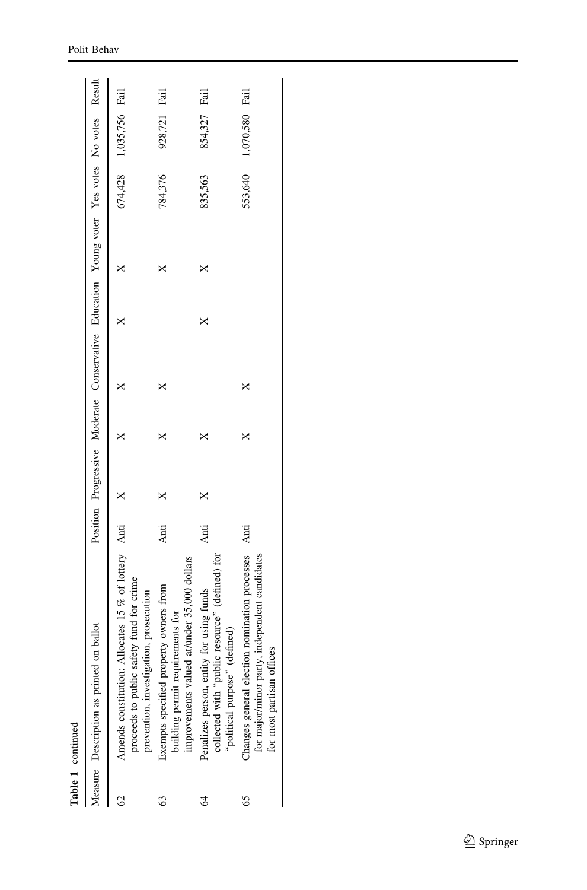**Table 1** continued

| Measure | Description as printed on ballot | Position | Progressive | Moderate | Conservative | Education | Young voter | Yes votes | No votes | Result |
|---|---|---|---|---|---|---|---|---|---|---|
| 62 | Amends constitution: Allocates 15 % of lottery proceeds to public safety fund for crime prevention, investigation, prosecution | Anti | X | X | X | X | X | 674,428 | 1,035,756 | Fail |
| 63 | Exempts specified property owners from building permit requirements for improvements valued at/under 35,000 dollars | Anti | X | X | X | | X | 784,376 | 928,721 | Fail |
| 64 | Penalizes person, entity for using funds collected with "public resource" (defined) for "political purpose" (defined) | Anti | X | X | | X | X | 835,563 | 854,327 | Fail |
| 65 | Changes general election nomination processes for major/minor party, independent candidates for most partisan offices | Anti | | X | X | | | 553,640 | 1,070,580 | Fail |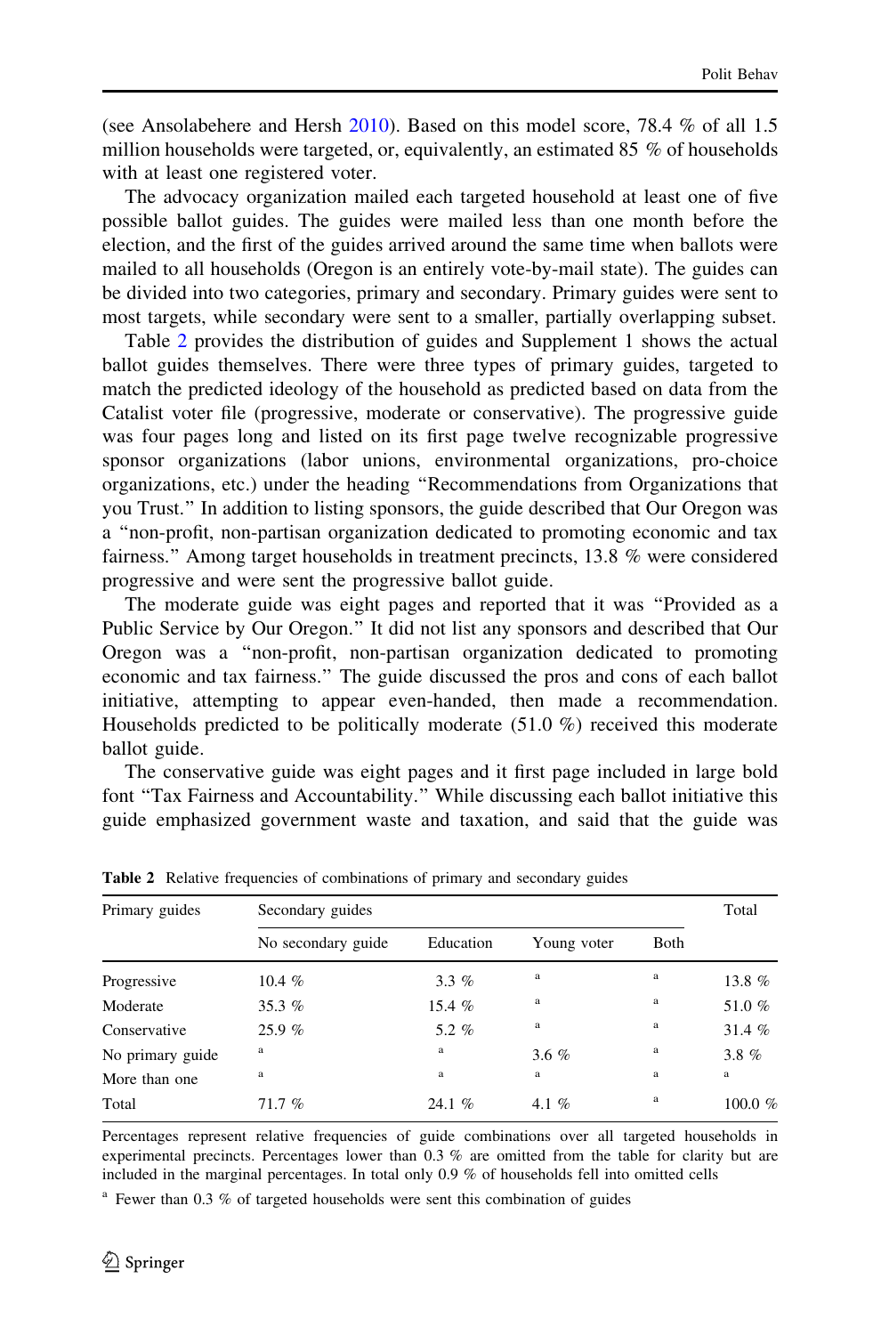(see Ansolabehere and Hersh 2010). Based on this model score, 78.4 % of all 1.5 million households were targeted, or, equivalently, an estimated 85 % of households with at least one registered voter.

The advocacy organization mailed each targeted household at least one of five possible ballot guides. The guides were mailed less than one month before the election, and the first of the guides arrived around the same time when ballots were mailed to all households (Oregon is an entirely vote-by-mail state). The guides can be divided into two categories, primary and secondary. Primary guides were sent to most targets, while secondary were sent to a smaller, partially overlapping subset.

Table 2 provides the distribution of guides and Supplement 1 shows the actual ballot guides themselves. There were three types of primary guides, targeted to match the predicted ideology of the household as predicted based on data from the Catalist voter file (progressive, moderate or conservative). The progressive guide was four pages long and listed on its first page twelve recognizable progressive sponsor organizations (labor unions, environmental organizations, pro-choice organizations, etc.) under the heading "Recommendations from Organizations that you Trust." In addition to listing sponsors, the guide described that Our Oregon was a "non-profit, non-partisan organization dedicated to promoting economic and tax fairness." Among target households in treatment precincts, 13.8 % were considered progressive and were sent the progressive ballot guide.

The moderate guide was eight pages and reported that it was "Provided as a Public Service by Our Oregon." It did not list any sponsors and described that Our Oregon was a "non-profit, non-partisan organization dedicated to promoting economic and tax fairness." The guide discussed the pros and cons of each ballot initiative, attempting to appear even-handed, then made a recommendation. Households predicted to be politically moderate (51.0 %) received this moderate ballot guide.

The conservative guide was eight pages and it first page included in large bold font "Tax Fairness and Accountability." While discussing each ballot initiative this guide emphasized government waste and taxation, and said that the guide was

**Table 2** Relative frequencies of combinations of primary and secondary guides

| Primary guides | Secondary guides | | | | Total |
|---|---|---|---|---|---|
| | No secondary guide | Education | Young voter | Both | |
| Progressive | 10.4 % | 3.3 % | [a] | [a] | 13.8 % |
| Moderate | 35.3 % | 15.4 % | [a] | [a] | 51.0 % |
| Conservative | 25.9 % | 5.2 % | [a] | [a] | 31.4 % |
| No primary guide | [a] | [a] | 3.6 % | [a] | 3.8 % |
| More than one | [a] | [a] | [a] | [a] | [a] |
| Total | 71.7 % | 24.1 % | 4.1 % | [a] | 100.0 % |

Percentages represent relative frequencies of guide combinations over all targeted households in experimental precincts. Percentages lower than 0.3 % are omitted from the table for clarity but are included in the marginal percentages. In total only 0.9 % of households fell into omitted cells

[a] Fewer than 0.3 % of targeted households were sent this combination of guides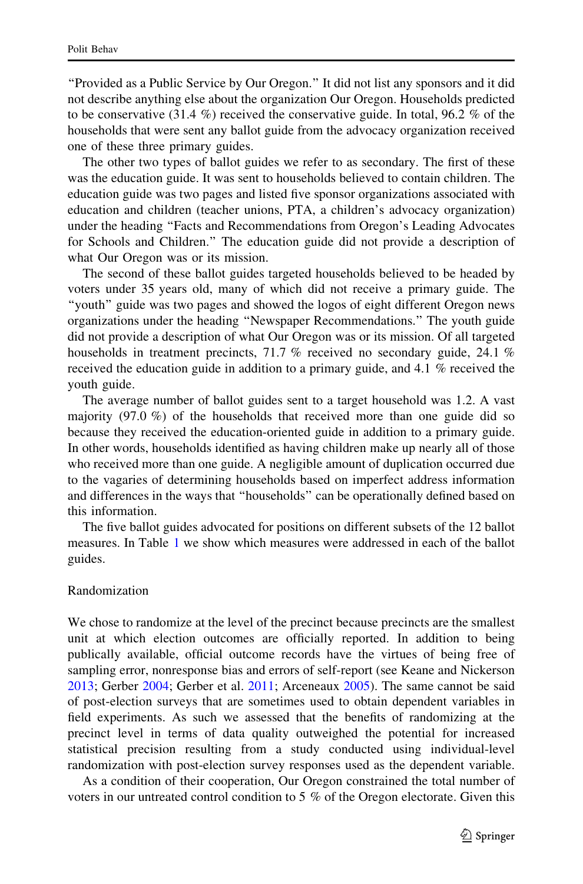"Provided as a Public Service by Our Oregon." It did not list any sponsors and it did not describe anything else about the organization Our Oregon. Households predicted to be conservative (31.4 %) received the conservative guide. In total, 96.2 % of the households that were sent any ballot guide from the advocacy organization received one of these three primary guides.

The other two types of ballot guides we refer to as secondary. The first of these was the education guide. It was sent to households believed to contain children. The education guide was two pages and listed five sponsor organizations associated with education and children (teacher unions, PTA, a children's advocacy organization) under the heading "Facts and Recommendations from Oregon's Leading Advocates for Schools and Children." The education guide did not provide a description of what Our Oregon was or its mission.

The second of these ballot guides targeted households believed to be headed by voters under 35 years old, many of which did not receive a primary guide. The "youth" guide was two pages and showed the logos of eight different Oregon news organizations under the heading "Newspaper Recommendations." The youth guide did not provide a description of what Our Oregon was or its mission. Of all targeted households in treatment precincts, 71.7 % received no secondary guide, 24.1 % received the education guide in addition to a primary guide, and 4.1 % received the youth guide.

The average number of ballot guides sent to a target household was 1.2. A vast majority (97.0 %) of the households that received more than one guide did so because they received the education-oriented guide in addition to a primary guide. In other words, households identified as having children make up nearly all of those who received more than one guide. A negligible amount of duplication occurred due to the vagaries of determining households based on imperfect address information and differences in the ways that "households" can be operationally defined based on this information.

The five ballot guides advocated for positions on different subsets of the 12 ballot measures. In Table 1 we show which measures were addressed in each of the ballot guides.

## Randomization

We chose to randomize at the level of the precinct because precincts are the smallest unit at which election outcomes are officially reported. In addition to being publically available, official outcome records have the virtues of being free of sampling error, nonresponse bias and errors of self-report (see Keane and Nickerson 2013; Gerber 2004; Gerber et al. 2011; Arceneaux 2005). The same cannot be said of post-election surveys that are sometimes used to obtain dependent variables in field experiments. As such we assessed that the benefits of randomizing at the precinct level in terms of data quality outweighed the potential for increased statistical precision resulting from a study conducted using individual-level randomization with post-election survey responses used as the dependent variable.

As a condition of their cooperation, Our Oregon constrained the total number of voters in our untreated control condition to 5 % of the Oregon electorate. Given this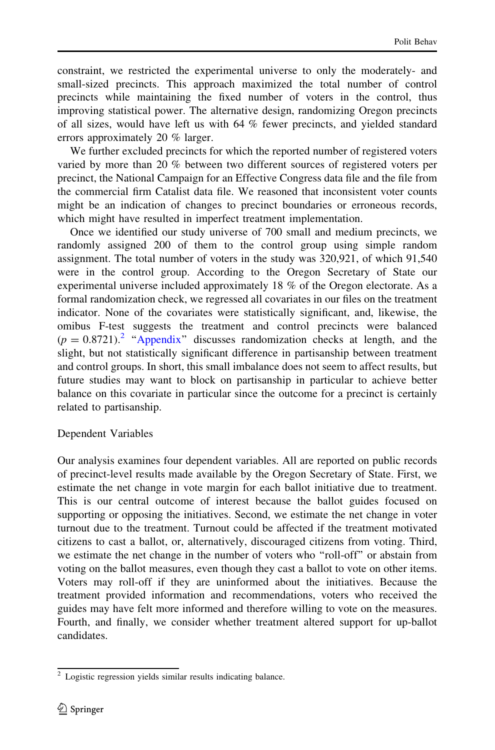constraint, we restricted the experimental universe to only the moderately- and small-sized precincts. This approach maximized the total number of control precincts while maintaining the fixed number of voters in the control, thus improving statistical power. The alternative design, randomizing Oregon precincts of all sizes, would have left us with 64 % fewer precincts, and yielded standard errors approximately 20 % larger.

We further excluded precincts for which the reported number of registered voters varied by more than 20 % between two different sources of registered voters per precinct, the National Campaign for an Effective Congress data file and the file from the commercial firm Catalist data file. We reasoned that inconsistent voter counts might be an indication of changes to precinct boundaries or erroneous records, which might have resulted in imperfect treatment implementation.

Once we identified our study universe of 700 small and medium precincts, we randomly assigned 200 of them to the control group using simple random assignment. The total number of voters in the study was 320,921, of which 91,540 were in the control group. According to the Oregon Secretary of State our experimental universe included approximately 18 % of the Oregon electorate. As a formal randomization check, we regressed all covariates in our files on the treatment indicator. None of the covariates were statistically significant, and, likewise, the omnibus F-test suggests the treatment and control precincts were balanced ($p = 0.8721$).[2] "Appendix" discusses randomization checks at length, and the slight, but not statistically significant difference in partisanship between treatment and control groups. In short, this small imbalance does not seem to affect results, but future studies may want to block on partisanship in particular to achieve better balance on this covariate in particular since the outcome for a precinct is certainly related to partisanship.

## Dependent Variables

Our analysis examines four dependent variables. All are reported on public records of precinct-level results made available by the Oregon Secretary of State. First, we estimate the net change in vote margin for each ballot initiative due to treatment. This is our central outcome of interest because the ballot guides focused on supporting or opposing the initiatives. Second, we estimate the net change in voter turnout due to the treatment. Turnout could be affected if the treatment motivated citizens to cast a ballot, or, alternatively, discouraged citizens from voting. Third, we estimate the net change in the number of voters who "roll-off" or abstain from voting on the ballot measures, even though they cast a ballot to vote on other items. Voters may roll-off if they are uninformed about the initiatives. Because the treatment provided information and recommendations, voters who received the guides may have felt more informed and therefore willing to vote on the measures. Fourth, and finally, we consider whether treatment altered support for up-ballot candidates.

[2] Logistic regression yields similar results indicating balance.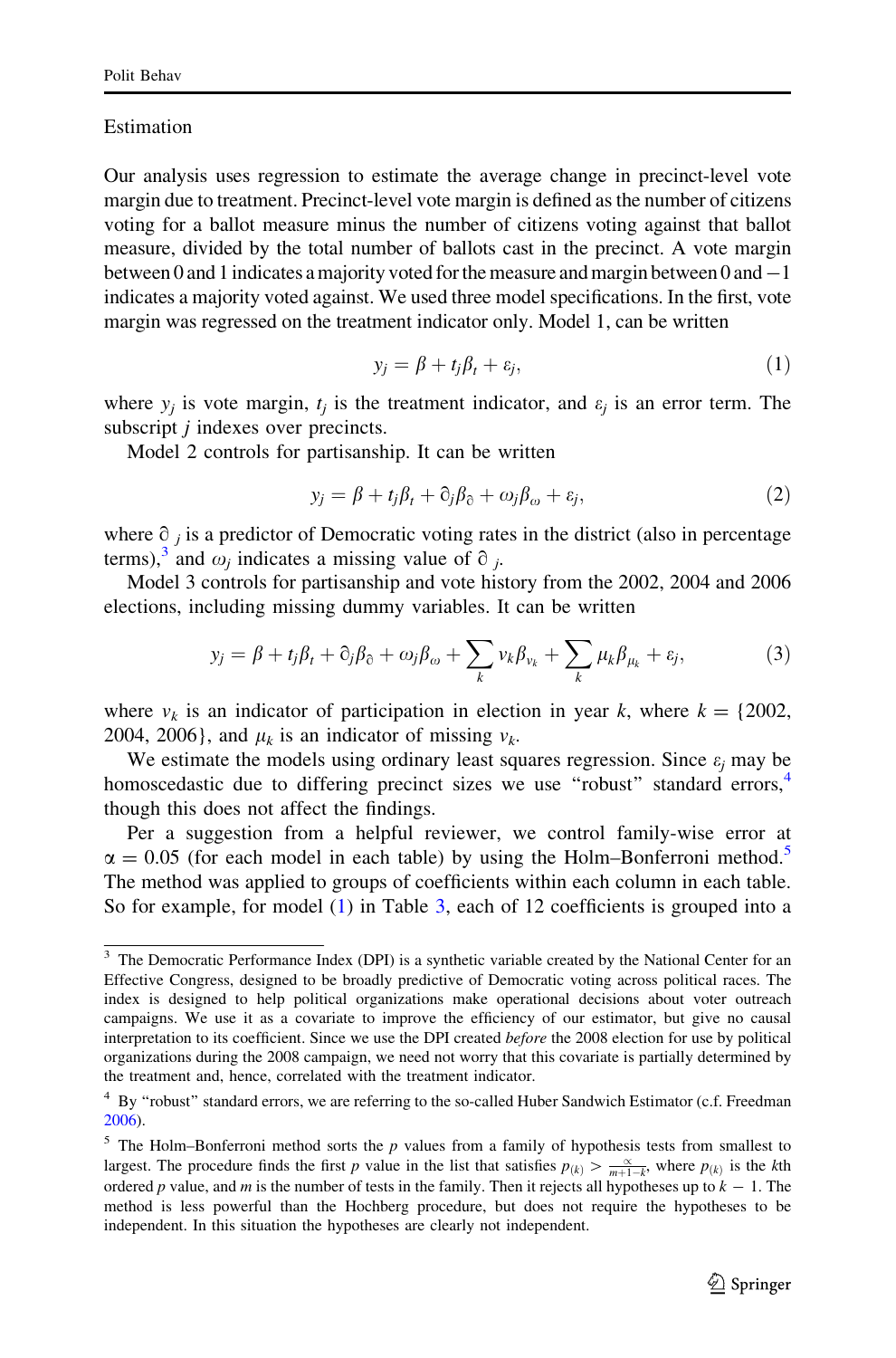### Estimation

Our analysis uses regression to estimate the average change in precinct-level vote margin due to treatment. Precinct-level vote margin is defined as the number of citizens voting for a ballot measure minus the number of citizens voting against that ballot measure, divided by the total number of ballots cast in the precinct. A vote margin between 0 and 1 indicates a majority voted for the measure and margin between 0 and −1 indicates a majority voted against. We used three model specifications. In the first, vote margin was regressed on the treatment indicator only. Model 1, can be written

$$y_j = \beta + t_j\beta_t + \varepsilon_j, \tag{1}$$

where $y_j$ is vote margin, $t_j$ is the treatment indicator, and $\varepsilon_j$ is an error term. The subscript $j$ indexes over precincts.

Model 2 controls for partisanship. It can be written

$$y_j = \beta + t_j\beta_t + \partial_j\beta_\partial + \omega_j\beta_\omega + \varepsilon_j, \tag{2}$$

where $\partial_j$ is a predictor of Democratic voting rates in the district (also in percentage terms),[3] and $\omega_j$ indicates a missing value of $\partial_j$.

Model 3 controls for partisanship and vote history from the 2002, 2004 and 2006 elections, including missing dummy variables. It can be written

$$y_j = \beta + t_j\beta_t + \partial_j\beta_\partial + \omega_j\beta_\omega + \sum_k v_k\beta_{v_k} + \sum_k \mu_k\beta_{\mu_k} + \varepsilon_j, \tag{3}$$

where $v_k$ is an indicator of participation in election in year $k$, where $k = \{2002, 2004, 2006\}$, and $\mu_k$ is an indicator of missing $v_k$.

We estimate the models using ordinary least squares regression. Since $\varepsilon_j$ may be homoscedastic due to differing precinct sizes we use "robust" standard errors,[4] though this does not affect the findings.

Per a suggestion from a helpful reviewer, we control family-wise error at $\alpha = 0.05$ (for each model in each table) by using the Holm–Bonferroni method.[5] The method was applied to groups of coefficients within each column in each table. So for example, for model (1) in Table 3, each of 12 coefficients is grouped into a

---

[3] The Democratic Performance Index (DPI) is a synthetic variable created by the National Center for an Effective Congress, designed to be broadly predictive of Democratic voting across political races. The index is designed to help political organizations make operational decisions about voter outreach campaigns. We use it as a covariate to improve the efficiency of our estimator, but give no causal interpretation to its coefficient. Since we use the DPI created *before* the 2008 election for use by political organizations during the 2008 campaign, we need not worry that this covariate is partially determined by the treatment and, hence, correlated with the treatment indicator.

[4] By "robust" standard errors, we are referring to the so-called Huber Sandwich Estimator (c.f. Freedman 2006).

[5] The Holm–Bonferroni method sorts the $p$ values from a family of hypothesis tests from smallest to largest. The procedure finds the first $p$ value in the list that satisfies $p_{(k)} > \frac{\alpha}{m+1-k}$, where $p_{(k)}$ is the $k$th ordered $p$ value, and $m$ is the number of tests in the family. Then it rejects all hypotheses up to $k - 1$. The method is less powerful than the Hochberg procedure, but does not require the hypotheses to be independent. In this situation the hypotheses are clearly not independent.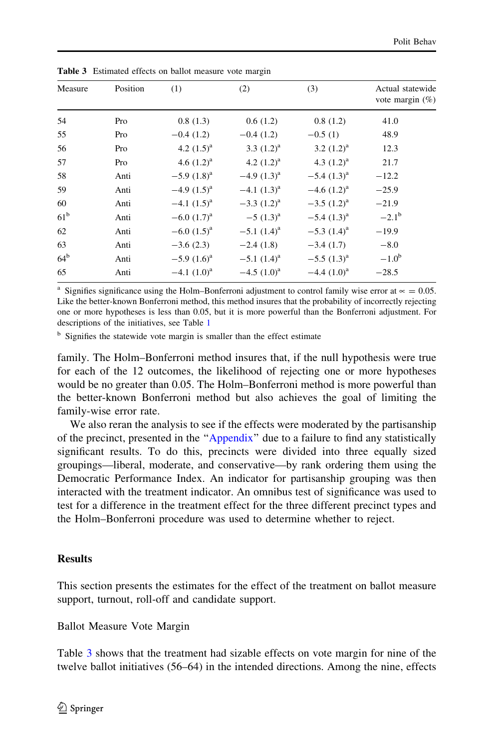**Table 3** Estimated effects on ballot measure vote margin

| Measure | Position | (1) | (2) | (3) | Actual statewide vote margin (%) |
|---|---|---|---|---|---|
| 54 | Pro | 0.8 (1.3) | 0.6 (1.2) | 0.8 (1.2) | 41.0 |
| 55 | Pro | −0.4 (1.2) | −0.4 (1.2) | −0.5 (1) | 48.9 |
| 56 | Pro | 4.2 (1.5)[a] | 3.3 (1.2)[a] | 3.2 (1.2)[a] | 12.3 |
| 57 | Pro | 4.6 (1.2)[a] | 4.2 (1.2)[a] | 4.3 (1.2)[a] | 21.7 |
| 58 | Anti | −5.9 (1.8)[a] | −4.9 (1.3)[a] | −5.4 (1.3)[a] | −12.2 |
| 59 | Anti | −4.9 (1.5)[a] | −4.1 (1.3)[a] | −4.6 (1.2)[a] | −25.9 |
| 60 | Anti | −4.1 (1.5)[a] | −3.3 (1.2)[a] | −3.5 (1.2)[a] | −21.9 |
| 61[b] | Anti | −6.0 (1.7)[a] | −5 (1.3)[a] | −5.4 (1.3)[a] | −2.1[b] |
| 62 | Anti | −6.0 (1.5)[a] | −5.1 (1.4)[a] | −5.3 (1.4)[a] | −19.9 |
| 63 | Anti | −3.6 (2.3) | −2.4 (1.8) | −3.4 (1.7) | −8.0 |
| 64[b] | Anti | −5.9 (1.6)[a] | −5.1 (1.4)[a] | −5.5 (1.3)[a] | −1.0[b] |
| 65 | Anti | −4.1 (1.0)[a] | −4.5 (1.0)[a] | −4.4 (1.0)[a] | −28.5 |

[a] Signifies significance using the Holm–Bonferroni adjustment to control family wise error at $\propto = 0.05$. Like the better-known Bonferroni method, this method insures that the probability of incorrectly rejecting one or more hypotheses is less than 0.05, but it is more powerful than the Bonferroni adjustment. For descriptions of the initiatives, see Table 1

[b] Signifies the statewide vote margin is smaller than the effect estimate

family. The Holm–Bonferroni method insures that, if the null hypothesis were true for each of the 12 outcomes, the likelihood of rejecting one or more hypotheses would be no greater than 0.05. The Holm–Bonferroni method is more powerful than the better-known Bonferroni method but also achieves the goal of limiting the family-wise error rate.

We also reran the analysis to see if the effects were moderated by the partisanship of the precinct, presented in the "Appendix" due to a failure to find any statistically significant results. To do this, precincts were divided into three equally sized groupings—liberal, moderate, and conservative—by rank ordering them using the Democratic Performance Index. An indicator for partisanship grouping was then interacted with the treatment indicator. An omnibus test of significance was used to test for a difference in the treatment effect for the three different precinct types and the Holm–Bonferroni procedure was used to determine whether to reject.

## Results

This section presents the estimates for the effect of the treatment on ballot measure support, turnout, roll-off and candidate support.

### Ballot Measure Vote Margin

Table 3 shows that the treatment had sizable effects on vote margin for nine of the twelve ballot initiatives (56–64) in the intended directions. Among the nine, effects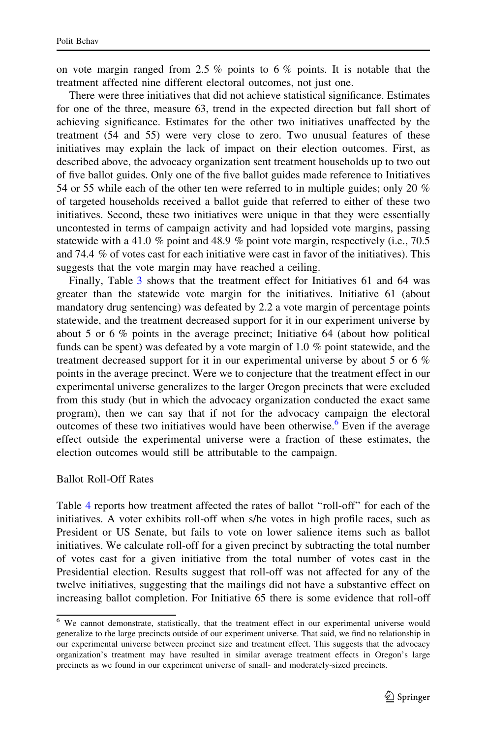on vote margin ranged from 2.5 % points to 6 % points. It is notable that the treatment affected nine different electoral outcomes, not just one.

There were three initiatives that did not achieve statistical significance. Estimates for one of the three, measure 63, trend in the expected direction but fall short of achieving significance. Estimates for the other two initiatives unaffected by the treatment (54 and 55) were very close to zero. Two unusual features of these initiatives may explain the lack of impact on their election outcomes. First, as described above, the advocacy organization sent treatment households up to two out of five ballot guides. Only one of the five ballot guides made reference to Initiatives 54 or 55 while each of the other ten were referred to in multiple guides; only 20 % of targeted households received a ballot guide that referred to either of these two initiatives. Second, these two initiatives were unique in that they were essentially uncontested in terms of campaign activity and had lopsided vote margins, passing statewide with a 41.0 % point and 48.9 % point vote margin, respectively (i.e., 70.5 and 74.4 % of votes cast for each initiative were cast in favor of the initiatives). This suggests that the vote margin may have reached a ceiling.

Finally, Table 3 shows that the treatment effect for Initiatives 61 and 64 was greater than the statewide vote margin for the initiatives. Initiative 61 (about mandatory drug sentencing) was defeated by 2.2 a vote margin of percentage points statewide, and the treatment decreased support for it in our experiment universe by about 5 or 6 % points in the average precinct; Initiative 64 (about how political funds can be spent) was defeated by a vote margin of 1.0 % point statewide, and the treatment decreased support for it in our experimental universe by about 5 or 6 % points in the average precinct. Were we to conjecture that the treatment effect in our experimental universe generalizes to the larger Oregon precincts that were excluded from this study (but in which the advocacy organization conducted the exact same program), then we can say that if not for the advocacy campaign the electoral outcomes of these two initiatives would have been otherwise.[6] Even if the average effect outside the experimental universe were a fraction of these estimates, the election outcomes would still be attributable to the campaign.

### Ballot Roll-Off Rates

Table 4 reports how treatment affected the rates of ballot "roll-off" for each of the initiatives. A voter exhibits roll-off when s/he votes in high profile races, such as President or US Senate, but fails to vote on lower salience items such as ballot initiatives. We calculate roll-off for a given precinct by subtracting the total number of votes cast for a given initiative from the total number of votes cast in the Presidential election. Results suggest that roll-off was not affected for any of the twelve initiatives, suggesting that the mailings did not have a substantive effect on increasing ballot completion. For Initiative 65 there is some evidence that roll-off

[6] We cannot demonstrate, statistically, that the treatment effect in our experimental universe would generalize to the large precincts outside of our experiment universe. That said, we find no relationship in our experimental universe between precinct size and treatment effect. This suggests that the advocacy organization's treatment may have resulted in similar average treatment effects in Oregon's large precincts as we found in our experiment universe of small- and moderately-sized precincts.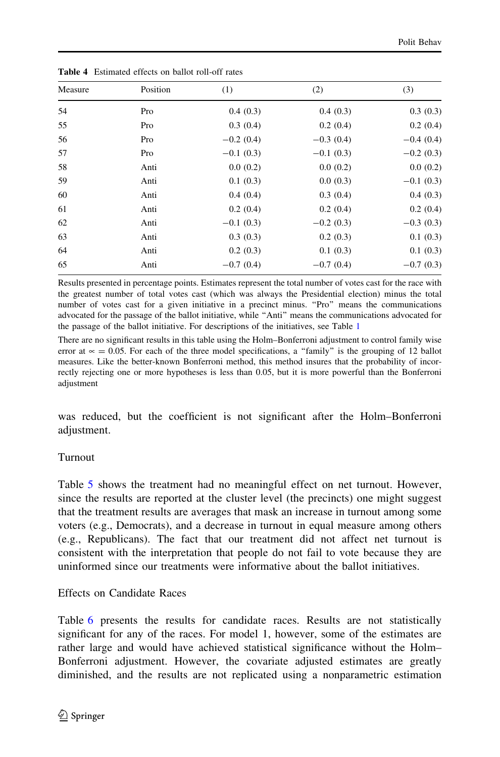**Table 4** Estimated effects on ballot roll-off rates

| Measure | Position | (1) | (2) | (3) |
|---|---|---|---|---|
| 54 | Pro | 0.4 (0.3) | 0.4 (0.3) | 0.3 (0.3) |
| 55 | Pro | 0.3 (0.4) | 0.2 (0.4) | 0.2 (0.4) |
| 56 | Pro | −0.2 (0.4) | −0.3 (0.4) | −0.4 (0.4) |
| 57 | Pro | −0.1 (0.3) | −0.1 (0.3) | −0.2 (0.3) |
| 58 | Anti | 0.0 (0.2) | 0.0 (0.2) | 0.0 (0.2) |
| 59 | Anti | 0.1 (0.3) | 0.0 (0.3) | −0.1 (0.3) |
| 60 | Anti | 0.4 (0.4) | 0.3 (0.4) | 0.4 (0.3) |
| 61 | Anti | 0.2 (0.4) | 0.2 (0.4) | 0.2 (0.4) |
| 62 | Anti | −0.1 (0.3) | −0.2 (0.3) | −0.3 (0.3) |
| 63 | Anti | 0.3 (0.3) | 0.2 (0.3) | 0.1 (0.3) |
| 64 | Anti | 0.2 (0.3) | 0.1 (0.3) | 0.1 (0.3) |
| 65 | Anti | −0.7 (0.4) | −0.7 (0.4) | −0.7 (0.3) |

Results presented in percentage points. Estimates represent the total number of votes cast for the race with the greatest number of total votes cast (which was always the Presidential election) minus the total number of votes cast for a given initiative in a precinct minus. "Pro" means the communications advocated for the passage of the ballot initiative, while "Anti" means the communications advocated for the passage of the ballot initiative. For descriptions of the initiatives, see Table 1

There are no significant results in this table using the Holm–Bonferroni adjustment to control family wise error at $\propto = 0.05$. For each of the three model specifications, a "family" is the grouping of 12 ballot measures. Like the better-known Bonferroni method, this method insures that the probability of incorrectly rejecting one or more hypotheses is less than 0.05, but it is more powerful than the Bonferroni adjustment

was reduced, but the coefficient is not significant after the Holm–Bonferroni adjustment.

### Turnout

Table 5 shows the treatment had no meaningful effect on net turnout. However, since the results are reported at the cluster level (the precincts) one might suggest that the treatment results are averages that mask an increase in turnout among some voters (e.g., Democrats), and a decrease in turnout in equal measure among others (e.g., Republicans). The fact that our treatment did not affect net turnout is consistent with the interpretation that people do not fail to vote because they are uninformed since our treatments were informative about the ballot initiatives.

### Effects on Candidate Races

Table 6 presents the results for candidate races. Results are not statistically significant for any of the races. For model 1, however, some of the estimates are rather large and would have achieved statistical significance without the Holm–Bonferroni adjustment. However, the covariate adjusted estimates are greatly diminished, and the results are not replicated using a nonparametric estimation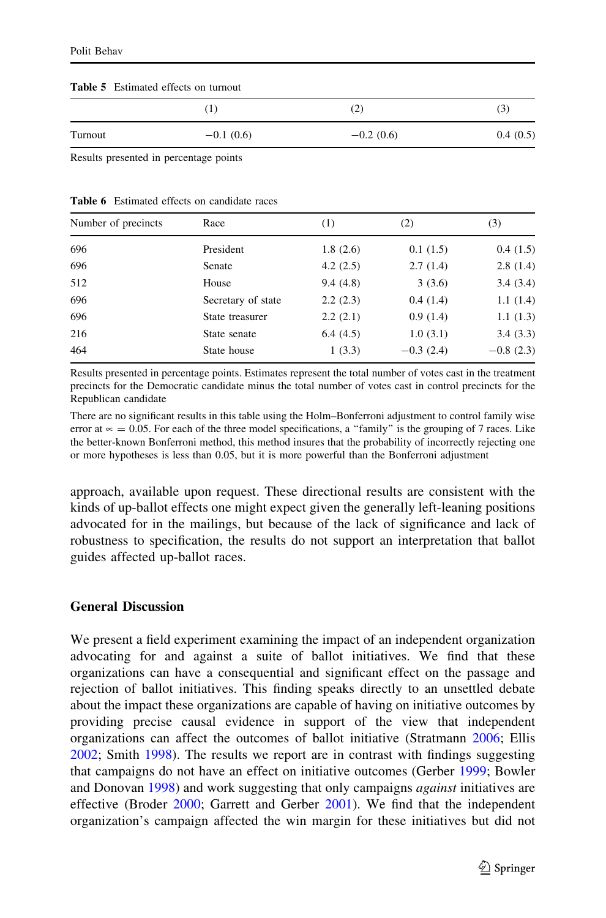**Table 5** Estimated effects on turnout

| | (1) | (2) | (3) |
|---|---|---|---|
| Turnout | −0.1 (0.6) | −0.2 (0.6) | 0.4 (0.5) |

Results presented in percentage points

**Table 6** Estimated effects on candidate races

| Number of precincts | Race | (1) | (2) | (3) |
|---|---|---|---|---|
| 696 | President | 1.8 (2.6) | 0.1 (1.5) | 0.4 (1.5) |
| 696 | Senate | 4.2 (2.5) | 2.7 (1.4) | 2.8 (1.4) |
| 512 | House | 9.4 (4.8) | 3 (3.6) | 3.4 (3.4) |
| 696 | Secretary of state | 2.2 (2.3) | 0.4 (1.4) | 1.1 (1.4) |
| 696 | State treasurer | 2.2 (2.1) | 0.9 (1.4) | 1.1 (1.3) |
| 216 | State senate | 6.4 (4.5) | 1.0 (3.1) | 3.4 (3.3) |
| 464 | State house | 1 (3.3) | −0.3 (2.4) | −0.8 (2.3) |

Results presented in percentage points. Estimates represent the total number of votes cast in the treatment precincts for the Democratic candidate minus the total number of votes cast in control precincts for the Republican candidate

There are no significant results in this table using the Holm–Bonferroni adjustment to control family wise error at $\propto = 0.05$. For each of the three model specifications, a "family" is the grouping of 7 races. Like the better-known Bonferroni method, this method insures that the probability of incorrectly rejecting one or more hypotheses is less than 0.05, but it is more powerful than the Bonferroni adjustment

approach, available upon request. These directional results are consistent with the kinds of up-ballot effects one might expect given the generally left-leaning positions advocated for in the mailings, but because of the lack of significance and lack of robustness to specification, the results do not support an interpretation that ballot guides affected up-ballot races.

## General Discussion

We present a field experiment examining the impact of an independent organization advocating for and against a suite of ballot initiatives. We find that these organizations can have a consequential and significant effect on the passage and rejection of ballot initiatives. This finding speaks directly to an unsettled debate about the impact these organizations are capable of having on initiative outcomes by providing precise causal evidence in support of the view that independent organizations can affect the outcomes of ballot initiative (Stratmann 2006; Ellis 2002; Smith 1998). The results we report are in contrast with findings suggesting that campaigns do not have an effect on initiative outcomes (Gerber 1999; Bowler and Donovan 1998) and work suggesting that only campaigns *against* initiatives are effective (Broder 2000; Garrett and Gerber 2001). We find that the independent organization's campaign affected the win margin for these initiatives but did not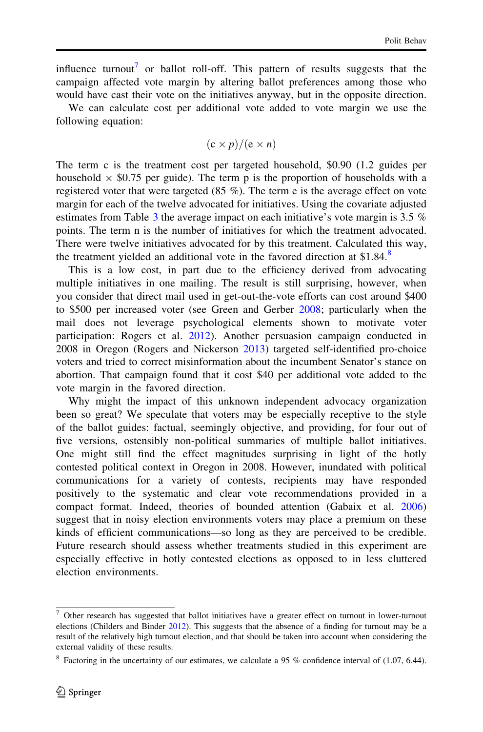influence turnout[7] or ballot roll-off. This pattern of results suggests that the campaign affected vote margin by altering ballot preferences among those who would have cast their vote on the initiatives anyway, but in the opposite direction.

We can calculate cost per additional vote added to vote margin we use the following equation:

$$(\mathrm{c} \times p)/(\mathrm{e} \times n)$$

The term c is the treatment cost per targeted household, \$0.90 (1.2 guides per household × \$0.75 per guide). The term p is the proportion of households with a registered voter that were targeted (85 %). The term e is the average effect on vote margin for each of the twelve advocated for initiatives. Using the covariate adjusted estimates from Table 3 the average impact on each initiative's vote margin is 3.5 % points. The term n is the number of initiatives for which the treatment advocated. There were twelve initiatives advocated for by this treatment. Calculated this way, the treatment yielded an additional vote in the favored direction at \$1.84.[8]

This is a low cost, in part due to the efficiency derived from advocating multiple initiatives in one mailing. The result is still surprising, however, when you consider that direct mail used in get-out-the-vote efforts can cost around \$400 to \$500 per increased voter (see Green and Gerber 2008; particularly when the mail does not leverage psychological elements shown to motivate voter participation: Rogers et al. 2012). Another persuasion campaign conducted in 2008 in Oregon (Rogers and Nickerson 2013) targeted self-identified pro-choice voters and tried to correct misinformation about the incumbent Senator's stance on abortion. That campaign found that it cost \$40 per additional vote added to the vote margin in the favored direction.

Why might the impact of this unknown independent advocacy organization been so great? We speculate that voters may be especially receptive to the style of the ballot guides: factual, seemingly objective, and providing, for four out of five versions, ostensibly non-political summaries of multiple ballot initiatives. One might still find the effect magnitudes surprising in light of the hotly contested political context in Oregon in 2008. However, inundated with political communications for a variety of contests, recipients may have responded positively to the systematic and clear vote recommendations provided in a compact format. Indeed, theories of bounded attention (Gabaix et al. 2006) suggest that in noisy election environments voters may place a premium on these kinds of efficient communications—so long as they are perceived to be credible. Future research should assess whether treatments studied in this experiment are especially effective in hotly contested elections as opposed to in less cluttered election environments.

---

[7] Other research has suggested that ballot initiatives have a greater effect on turnout in lower-turnout elections (Childers and Binder 2012). This suggests that the absence of a finding for turnout may be a result of the relatively high turnout election, and that should be taken into account when considering the external validity of these results.

[8] Factoring in the uncertainty of our estimates, we calculate a 95 % confidence interval of (1.07, 6.44).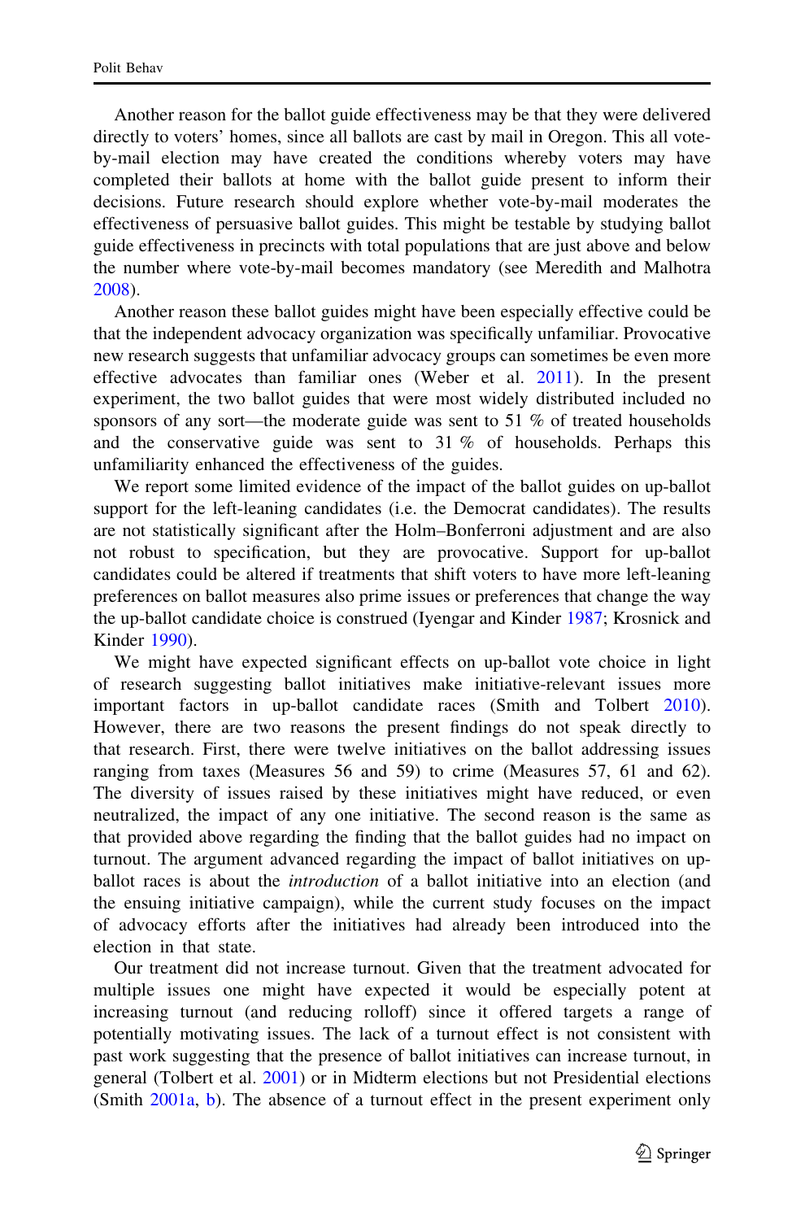Another reason for the ballot guide effectiveness may be that they were delivered directly to voters' homes, since all ballots are cast by mail in Oregon. This all vote-by-mail election may have created the conditions whereby voters may have completed their ballots at home with the ballot guide present to inform their decisions. Future research should explore whether vote-by-mail moderates the effectiveness of persuasive ballot guides. This might be testable by studying ballot guide effectiveness in precincts with total populations that are just above and below the number where vote-by-mail becomes mandatory (see Meredith and Malhotra 2008).

Another reason these ballot guides might have been especially effective could be that the independent advocacy organization was specifically unfamiliar. Provocative new research suggests that unfamiliar advocacy groups can sometimes be even more effective advocates than familiar ones (Weber et al. 2011). In the present experiment, the two ballot guides that were most widely distributed included no sponsors of any sort—the moderate guide was sent to 51 % of treated households and the conservative guide was sent to 31 % of households. Perhaps this unfamiliarity enhanced the effectiveness of the guides.

We report some limited evidence of the impact of the ballot guides on up-ballot support for the left-leaning candidates (i.e. the Democrat candidates). The results are not statistically significant after the Holm–Bonferroni adjustment and are also not robust to specification, but they are provocative. Support for up-ballot candidates could be altered if treatments that shift voters to have more left-leaning preferences on ballot measures also prime issues or preferences that change the way the up-ballot candidate choice is construed (Iyengar and Kinder 1987; Krosnick and Kinder 1990).

We might have expected significant effects on up-ballot vote choice in light of research suggesting ballot initiatives make initiative-relevant issues more important factors in up-ballot candidate races (Smith and Tolbert 2010). However, there are two reasons the present findings do not speak directly to that research. First, there were twelve initiatives on the ballot addressing issues ranging from taxes (Measures 56 and 59) to crime (Measures 57, 61 and 62). The diversity of issues raised by these initiatives might have reduced, or even neutralized, the impact of any one initiative. The second reason is the same as that provided above regarding the finding that the ballot guides had no impact on turnout. The argument advanced regarding the impact of ballot initiatives on up-ballot races is about the *introduction* of a ballot initiative into an election (and the ensuing initiative campaign), while the current study focuses on the impact of advocacy efforts after the initiatives had already been introduced into the election in that state.

Our treatment did not increase turnout. Given that the treatment advocated for multiple issues one might have expected it would be especially potent at increasing turnout (and reducing rolloff) since it offered targets a range of potentially motivating issues. The lack of a turnout effect is not consistent with past work suggesting that the presence of ballot initiatives can increase turnout, in general (Tolbert et al. 2001) or in Midterm elections but not Presidential elections (Smith 2001a, b). The absence of a turnout effect in the present experiment only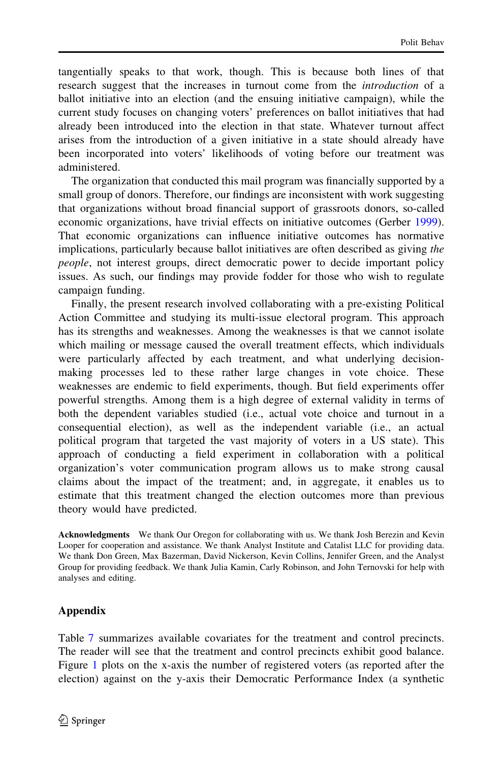tangentially speaks to that work, though. This is because both lines of that research suggest that the increases in turnout come from the *introduction* of a ballot initiative into an election (and the ensuing initiative campaign), while the current study focuses on changing voters' preferences on ballot initiatives that had already been introduced into the election in that state. Whatever turnout affect arises from the introduction of a given initiative in a state should already have been incorporated into voters' likelihoods of voting before our treatment was administered.

The organization that conducted this mail program was financially supported by a small group of donors. Therefore, our findings are inconsistent with work suggesting that organizations without broad financial support of grassroots donors, so-called economic organizations, have trivial effects on initiative outcomes (Gerber 1999). That economic organizations can influence initiative outcomes has normative implications, particularly because ballot initiatives are often described as giving *the people*, not interest groups, direct democratic power to decide important policy issues. As such, our findings may provide fodder for those who wish to regulate campaign funding.

Finally, the present research involved collaborating with a pre-existing Political Action Committee and studying its multi-issue electoral program. This approach has its strengths and weaknesses. Among the weaknesses is that we cannot isolate which mailing or message caused the overall treatment effects, which individuals were particularly affected by each treatment, and what underlying decision-making processes led to these rather large changes in vote choice. These weaknesses are endemic to field experiments, though. But field experiments offer powerful strengths. Among them is a high degree of external validity in terms of both the dependent variables studied (i.e., actual vote choice and turnout in a consequential election), as well as the independent variable (i.e., an actual political program that targeted the vast majority of voters in a US state). This approach of conducting a field experiment in collaboration with a political organization's voter communication program allows us to make strong causal claims about the impact of the treatment; and, in aggregate, it enables us to estimate that this treatment changed the election outcomes more than previous theory would have predicted.

**Acknowledgments** We thank Our Oregon for collaborating with us. We thank Josh Berezin and Kevin Looper for cooperation and assistance. We thank Analyst Institute and Catalist LLC for providing data. We thank Don Green, Max Bazerman, David Nickerson, Kevin Collins, Jennifer Green, and the Analyst Group for providing feedback. We thank Julia Kamin, Carly Robinson, and John Ternovski for help with analyses and editing.

## Appendix

Table 7 summarizes available covariates for the treatment and control precincts. The reader will see that the treatment and control precincts exhibit good balance. Figure 1 plots on the x-axis the number of registered voters (as reported after the election) against on the y-axis their Democratic Performance Index (a synthetic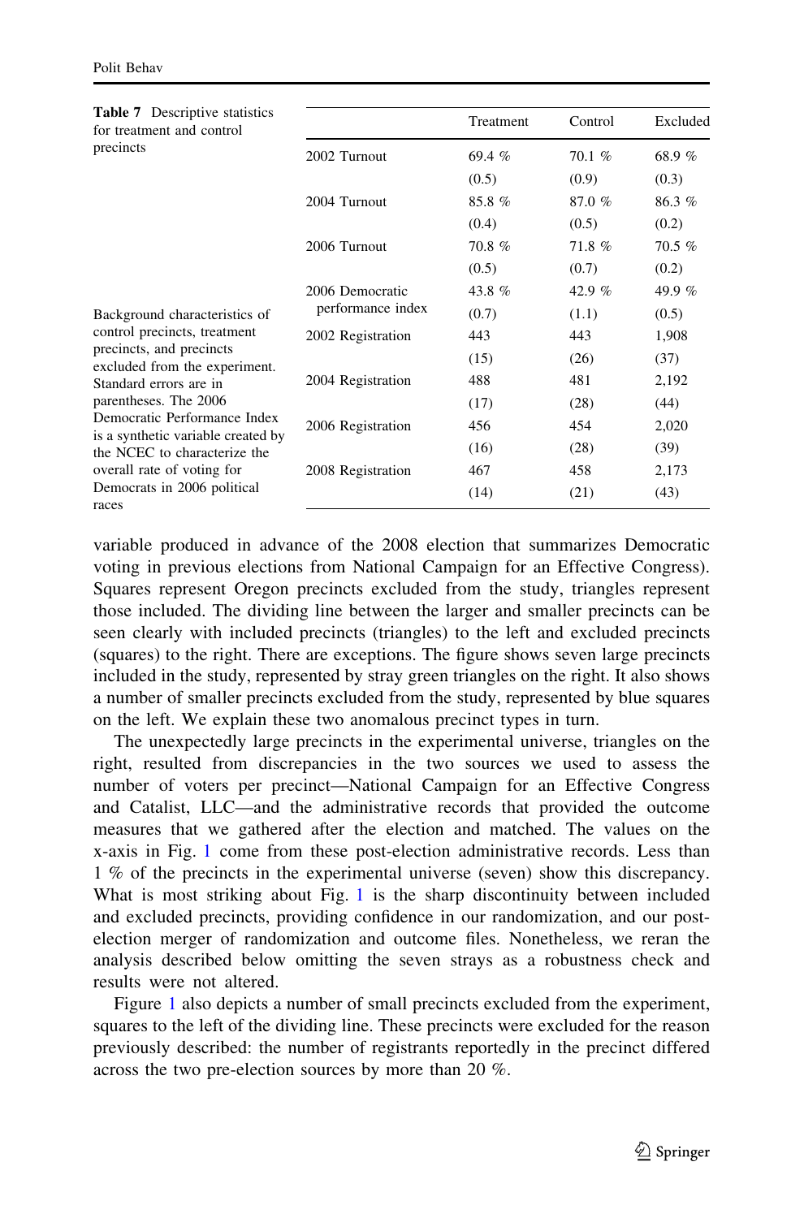**Table 7** Descriptive statistics for treatment and control precincts

| | Treatment | Control | Excluded |
|---|---|---|---|
| 2002 Turnout | 69.4 % | 70.1 % | 68.9 % |
| | (0.5) | (0.9) | (0.3) |
| 2004 Turnout | 85.8 % | 87.0 % | 86.3 % |
| | (0.4) | (0.5) | (0.2) |
| 2006 Turnout | 70.8 % | 71.8 % | 70.5 % |
| | (0.5) | (0.7) | (0.2) |
| 2006 Democratic performance index | 43.8 % | 42.9 % | 49.9 % |
| | (0.7) | (1.1) | (0.5) |
| 2002 Registration | 443 | 443 | 1,908 |
| | (15) | (26) | (37) |
| 2004 Registration | 488 | 481 | 2,192 |
| | (17) | (28) | (44) |
| 2006 Registration | 456 | 454 | 2,020 |
| | (16) | (28) | (39) |
| 2008 Registration | 467 | 458 | 2,173 |
| | (14) | (21) | (43) |

Background characteristics of control precincts, treatment precincts, and precincts excluded from the experiment. Standard errors are in parentheses. The 2006 Democratic Performance Index is a synthetic variable created by the NCEC to characterize the overall rate of voting for Democrats in 2006 political races

variable produced in advance of the 2008 election that summarizes Democratic voting in previous elections from National Campaign for an Effective Congress). Squares represent Oregon precincts excluded from the study, triangles represent those included. The dividing line between the larger and smaller precincts can be seen clearly with included precincts (triangles) to the left and excluded precincts (squares) to the right. There are exceptions. The figure shows seven large precincts included in the study, represented by stray green triangles on the right. It also shows a number of smaller precincts excluded from the study, represented by blue squares on the left. We explain these two anomalous precinct types in turn.

The unexpectedly large precincts in the experimental universe, triangles on the right, resulted from discrepancies in the two sources we used to assess the number of voters per precinct—National Campaign for an Effective Congress and Catalist, LLC—and the administrative records that provided the outcome measures that we gathered after the election and matched. The values on the x-axis in Fig. 1 come from these post-election administrative records. Less than 1 % of the precincts in the experimental universe (seven) show this discrepancy. What is most striking about Fig. 1 is the sharp discontinuity between included and excluded precincts, providing confidence in our randomization, and our post-election merger of randomization and outcome files. Nonetheless, we reran the analysis described below omitting the seven strays as a robustness check and results were not altered.

Figure 1 also depicts a number of small precincts excluded from the experiment, squares to the left of the dividing line. These precincts were excluded for the reason previously described: the number of registrants reportedly in the precinct differed across the two pre-election sources by more than 20 %.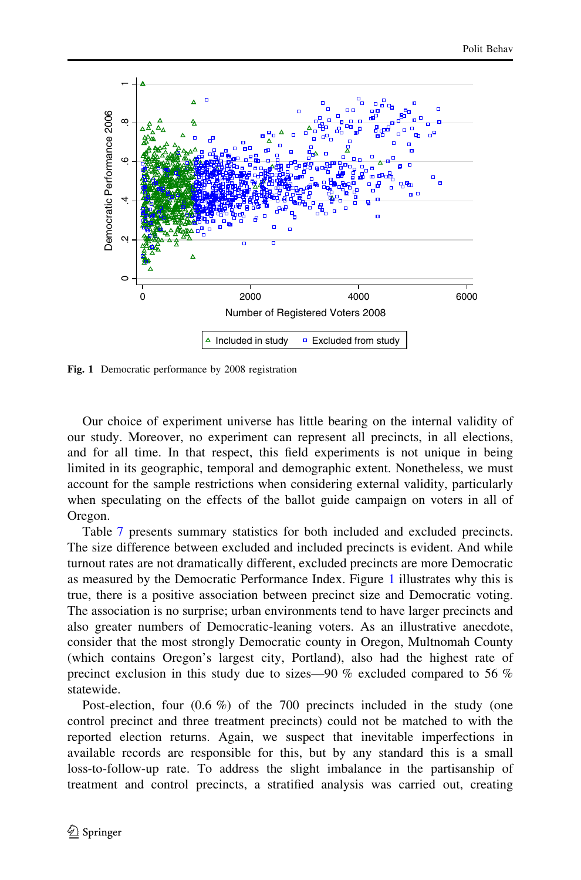Fig. 1 Democratic performance by 2008 registration

Our choice of experiment universe has little bearing on the internal validity of our study. Moreover, no experiment can represent all precincts, in all elections, and for all time. In that respect, this field experiments is not unique in being limited in its geographic, temporal and demographic extent. Nonetheless, we must account for the sample restrictions when considering external validity, particularly when speculating on the effects of the ballot guide campaign on voters in all of Oregon.

Table 7 presents summary statistics for both included and excluded precincts. The size difference between excluded and included precincts is evident. And while turnout rates are not dramatically different, excluded precincts are more Democratic as measured by the Democratic Performance Index. Figure 1 illustrates why this is true, there is a positive association between precinct size and Democratic voting. The association is no surprise; urban environments tend to have larger precincts and also greater numbers of Democratic-leaning voters. As an illustrative anecdote, consider that the most strongly Democratic county in Oregon, Multnomah County (which contains Oregon's largest city, Portland), also had the highest rate of precinct exclusion in this study due to sizes—90 % excluded compared to 56 % statewide.

Post-election, four (0.6 %) of the 700 precincts included in the study (one control precinct and three treatment precincts) could not be matched to with the reported election returns. Again, we suspect that inevitable imperfections in available records are responsible for this, but by any standard this is a small loss-to-follow-up rate. To address the slight imbalance in the partisanship of treatment and control precincts, a stratified analysis was carried out, creating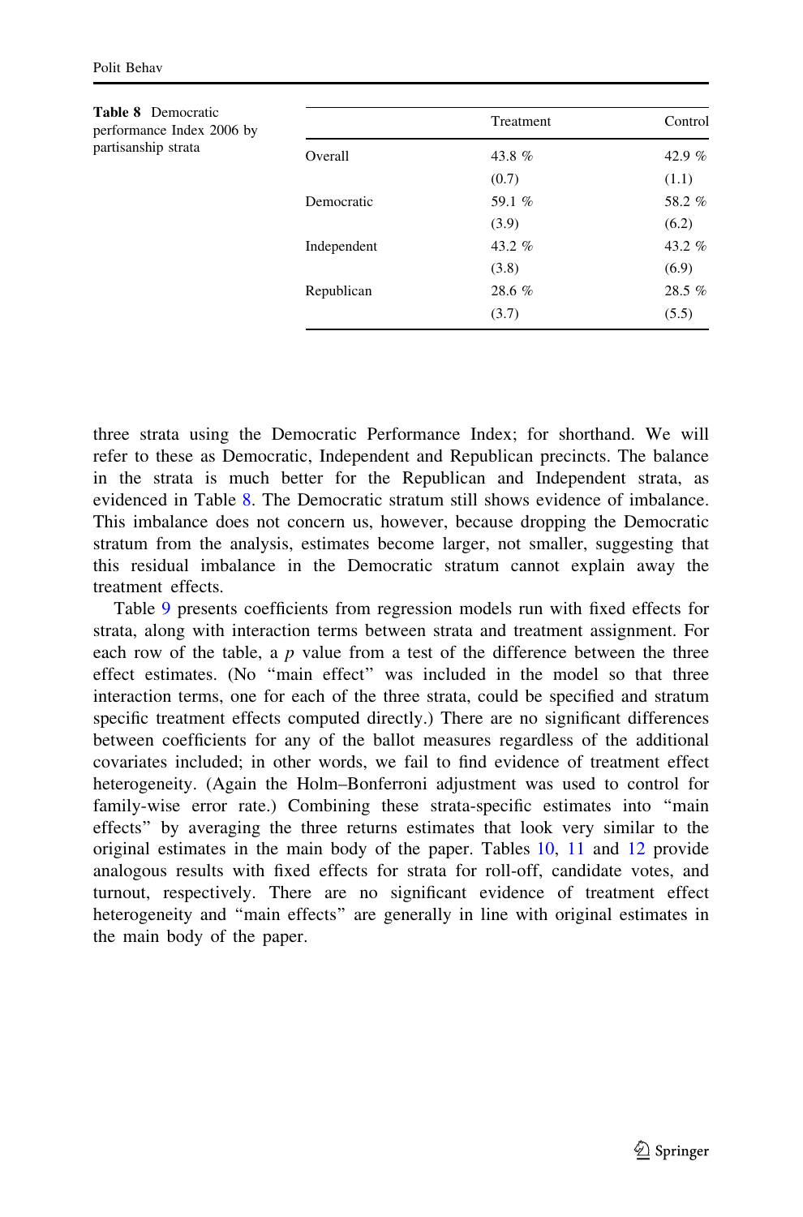**Table 8** Democratic performance Index 2006 by partisanship strata

| | Treatment | Control |
|---|---|---|
| Overall | 43.8 % | 42.9 % |
| | (0.7) | (1.1) |
| Democratic | 59.1 % | 58.2 % |
| | (3.9) | (6.2) |
| Independent | 43.2 % | 43.2 % |
| | (3.8) | (6.9) |
| Republican | 28.6 % | 28.5 % |
| | (3.7) | (5.5) |

three strata using the Democratic Performance Index; for shorthand. We will refer to these as Democratic, Independent and Republican precincts. The balance in the strata is much better for the Republican and Independent strata, as evidenced in Table 8. The Democratic stratum still shows evidence of imbalance. This imbalance does not concern us, however, because dropping the Democratic stratum from the analysis, estimates become larger, not smaller, suggesting that this residual imbalance in the Democratic stratum cannot explain away the treatment effects.

Table 9 presents coefficients from regression models run with fixed effects for strata, along with interaction terms between strata and treatment assignment. For each row of the table, a *p* value from a test of the difference between the three effect estimates. (No "main effect" was included in the model so that three interaction terms, one for each of the three strata, could be specified and stratum specific treatment effects computed directly.) There are no significant differences between coefficients for any of the ballot measures regardless of the additional covariates included; in other words, we fail to find evidence of treatment effect heterogeneity. (Again the Holm–Bonferroni adjustment was used to control for family-wise error rate.) Combining these strata-specific estimates into "main effects" by averaging the three returns estimates that look very similar to the original estimates in the main body of the paper. Tables 10, 11 and 12 provide analogous results with fixed effects for strata for roll-off, candidate votes, and turnout, respectively. There are no significant evidence of treatment effect heterogeneity and "main effects" are generally in line with original estimates in the main body of the paper.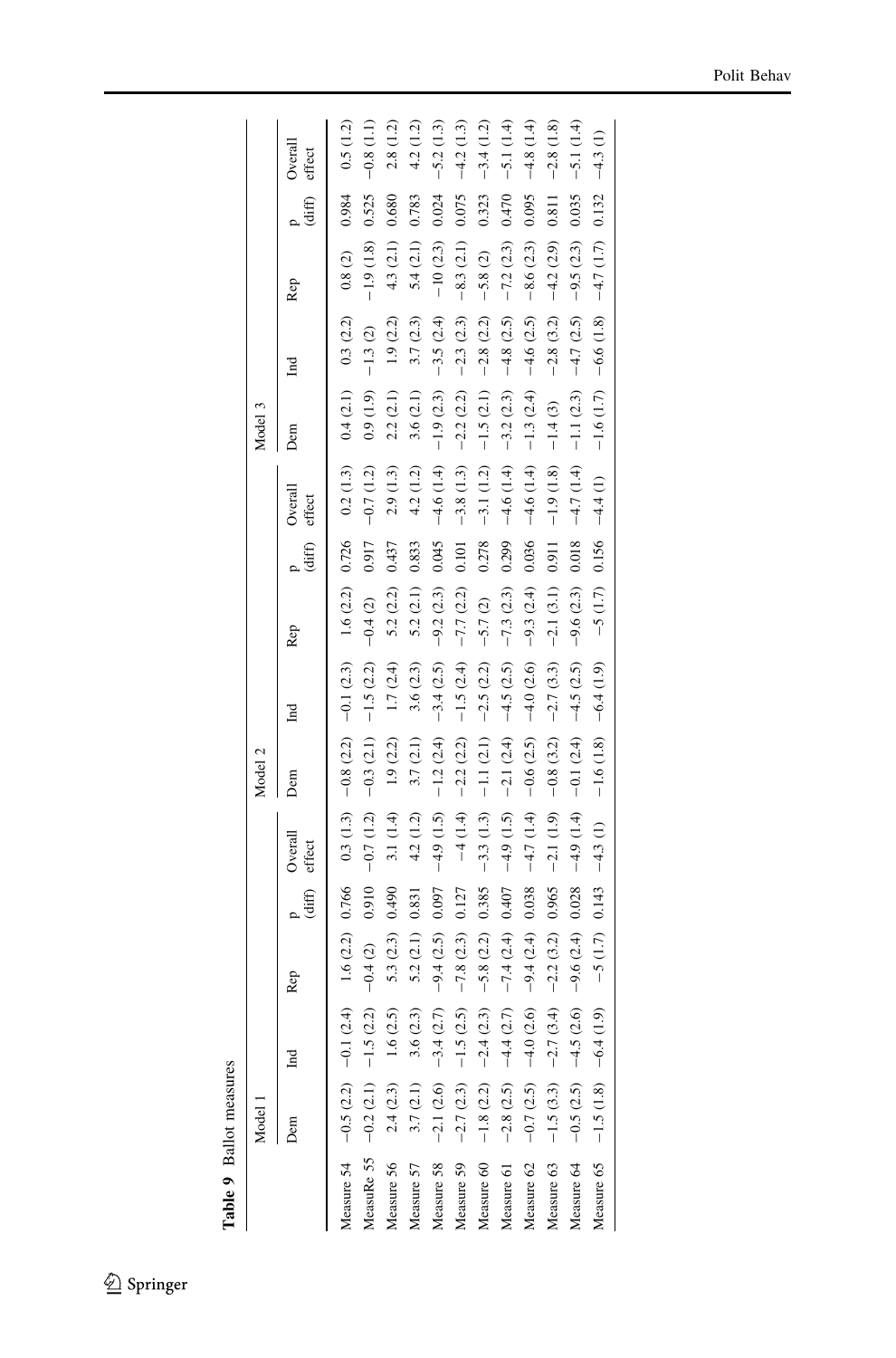**Table 9** Ballot measures

| | Model 1 | | | | | Model 2 | | | | | Model 3 | | | | |
|---|---|---|---|---|---|---|---|---|---|---|---|---|---|---|---|
| | Dem | Ind | Rep | p (diff) | Overall effect | Dem | Ind | Rep | p (diff) | Overall effect | Dem | Ind | Rep | p (diff) | Overall effect |
| Measure 54 | −0.5 (2.2) | −0.1 (2.4) | 1.6 (2.2) | 0.766 | 0.3 (1.3) | −0.8 (2.2) | −0.1 (2.3) | 1.6 (2.2) | 0.726 | 0.2 (1.3) | 0.4 (2.1) | 0.3 (2.2) | 0.8 (2) | 0.984 | 0.5 (1.2) |
| MeasuRe 55 | −0.2 (2.1) | −1.5 (2.2) | −0.4 (2) | 0.910 | −0.7 (1.2) | −0.3 (2.1) | −1.5 (2.2) | −0.4 (2) | 0.917 | −0.7 (1.2) | 0.9 (1.9) | −1.3 (2) | −1.9 (1.8) | 0.525 | −0.8 (1.1) |
| Measure 56 | 2.4 (2.3) | 1.6 (2.5) | 5.3 (2.3) | 0.490 | 3.1 (1.4) | 1.9 (2.2) | 1.7 (2.4) | 5.2 (2.2) | 0.437 | 2.9 (1.3) | 2.2 (2.1) | 1.9 (2.2) | 4.3 (2.1) | 0.680 | 2.8 (1.2) |
| Measure 57 | 3.7 (2.1) | 3.6 (2.3) | 5.2 (2.1) | 0.831 | 4.2 (1.2) | 3.7 (2.1) | 3.6 (2.3) | 5.2 (2.1) | 0.833 | 4.2 (1.2) | 3.6 (2.1) | 3.7 (2.3) | 5.4 (2.1) | 0.783 | 4.2 (1.2) |
| Measure 58 | −2.1 (2.6) | −3.4 (2.7) | −9.4 (2.5) | 0.097 | −4.9 (1.5) | −1.2 (2.4) | −3.4 (2.5) | −9.2 (2.3) | 0.045 | −4.6 (1.4) | −1.9 (2.3) | −3.5 (2.4) | −10 (2.3) | 0.024 | −5.2 (1.3) |
| Measure 59 | −2.7 (2.3) | −1.5 (2.5) | −7.8 (2.3) | 0.127 | −4 (1.4) | −2.2 (2.2) | −1.5 (2.4) | −7.7 (2.2) | 0.101 | −3.8 (1.3) | −2.2 (2.2) | −2.3 (2.3) | −8.3 (2.1) | 0.075 | −4.2 (1.3) |
| Measure 60 | −1.8 (2.2) | −2.4 (2.3) | −5.8 (2.2) | 0.385 | −3.3 (1.3) | −1.1 (2.1) | −2.5 (2.2) | −5.7 (2) | 0.278 | −3.1 (1.2) | −1.5 (2.1) | −2.8 (2.2) | −5.8 (2) | 0.323 | −3.4 (1.2) |
| Measure 61 | −2.8 (2.5) | −4.4 (2.7) | −7.4 (2.4) | 0.407 | −4.9 (1.5) | −2.1 (2.4) | −4.5 (2.5) | −7.3 (2.3) | 0.299 | −4.6 (1.4) | −3.2 (2.3) | −4.8 (2.5) | −7.2 (2.3) | 0.470 | −5.1 (1.4) |
| Measure 62 | −0.7 (2.5) | −4.0 (2.6) | −9.4 (2.4) | 0.038 | −4.7 (1.4) | −0.6 (2.5) | −4.0 (2.6) | −9.3 (2.4) | 0.036 | −4.6 (1.4) | −1.3 (2.4) | −4.6 (2.5) | −8.6 (2.3) | 0.095 | −4.8 (1.4) |
| Measure 63 | −1.5 (3.3) | −2.7 (3.4) | −2.2 (3.2) | 0.965 | −2.1 (1.9) | −0.8 (3.2) | −2.7 (3.3) | −2.1 (3.1) | 0.911 | −1.9 (1.8) | −1.4 (3) | −2.8 (3.2) | −4.2 (2.9) | 0.811 | −2.8 (1.8) |
| Measure 64 | −0.5 (2.5) | −4.5 (2.6) | −9.6 (2.4) | 0.028 | −4.9 (1.4) | −0.1 (2.4) | −4.5 (2.5) | −9.6 (2.3) | 0.018 | −4.7 (1.4) | −1.1 (2.3) | −4.7 (2.5) | −9.5 (2.3) | 0.035 | −5.1 (1.4) |
| Measure 65 | −1.5 (1.8) | −6.4 (1.9) | −5 (1.7) | 0.143 | −4.3 (1) | −1.6 (1.8) | −6.4 (1.9) | −5 (1.7) | 0.156 | −4.4 (1) | −1.6 (1.7) | −6.6 (1.8) | −4.7 (1.7) | 0.132 | −4.3 (1) |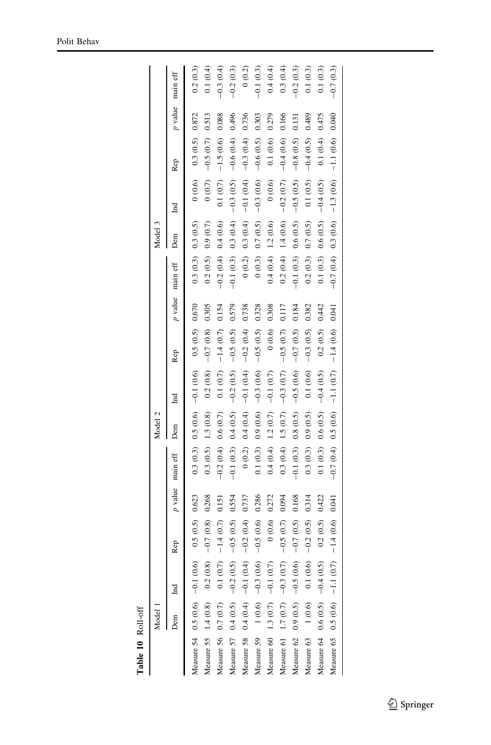**Table 10** Roll-off

| | Model 1 | | | | | Model 2 | | | | | Model 3 | | | | |
|---|---|---|---|---|---|---|---|---|---|---|---|---|---|---|---|
| | Dem | Ind | Rep | *p* value | main eff | Dem | Ind | Rep | *p* value | main eff | Dem | Ind | Rep | *p* value | main eff |
| Measure 54 | 0.5 (0.6) | −0.1 (0.6) | 0.5 (0.5) | 0.623 | 0.3 (0.3) | 0.5 (0.6) | −0.1 (0.6) | 0.5 (0.5) | 0.670 | 0.3 (0.3) | 0.3 (0.5) | 0 (0.6) | 0.3 (0.5) | 0.872 | 0.2 (0.3) |
| Measure 55 | 1.4 (0.8) | 0.2 (0.8) | −0.7 (0.8) | 0.268 | 0.3 (0.5) | 1.3 (0.8) | 0.2 (0.8) | −0.7 (0.8) | 0.305 | 0.2 (0.5) | 0.9 (0.7) | 0 (0.7) | −0.5 (0.7) | 0.513 | 0.1 (0.4) |
| Measure 56 | 0.7 (0.7) | 0.1 (0.7) | −1.4 (0.7) | 0.151 | −0.2 (0.4) | 0.6 (0.7) | 0.1 (0.7) | −1.4 (0.7) | 0.154 | −0.2 (0.4) | 0.4 (0.6) | 0.1 (0.7) | −1.5 (0.6) | 0.088 | −0.3 (0.4) |
| Measure 57 | 0.4 (0.5) | −0.2 (0.5) | −0.5 (0.5) | 0.554 | −0.1 (0.3) | 0.4 (0.5) | −0.2 (0.5) | −0.5 (0.5) | 0.579 | −0.1 (0.3) | 0.3 (0.4) | −0.3 (0.5) | −0.6 (0.4) | 0.496 | −0.2 (0.3) |
| Measure 58 | 0.4 (0.4) | −0.1 (0.4) | −0.2 (0.4) | 0.737 | 0 (0.2) | 0.4 (0.4) | −0.1 (0.4) | −0.2 (0.4) | 0.738 | 0 (0.2) | 0.3 (0.4) | −0.1 (0.4) | −0.3 (0.4) | 0.736 | 0 (0.2) |
| Measure 59 | 1 (0.6) | −0.3 (0.6) | −0.5 (0.6) | 0.286 | 0.1 (0.3) | 0.9 (0.6) | −0.3 (0.6) | −0.5 (0.5) | 0.328 | 0 (0.3) | 0.7 (0.5) | −0.3 (0.6) | −0.6 (0.5) | 0.303 | −0.1 (0.3) |
| Measure 60 | 1.3 (0.7) | −0.1 (0.7) | 0 (0.6) | 0.272 | 0.4 (0.4) | 1.2 (0.7) | −0.1 (0.7) | 0 (0.6) | 0.308 | 0.4 (0.4) | 1.2 (0.6) | 0 (0.6) | 0.1 (0.6) | 0.279 | 0.4 (0.4) |
| Measure 61 | 1.7 (0.7) | −0.3 (0.7) | −0.5 (0.7) | 0.094 | 0.3 (0.4) | 1.5 (0.7) | −0.3 (0.7) | −0.5 (0.7) | 0.117 | 0.2 (0.4) | 1.4 (0.6) | −0.2 (0.7) | −0.4 (0.6) | 0.166 | 0.3 (0.4) |
| Measure 62 | 0.9 (0.5) | −0.5 (0.6) | −0.7 (0.5) | 0.168 | −0.1 (0.3) | 0.8 (0.5) | −0.5 (0.6) | −0.7 (0.5) | 0.184 | −0.1 (0.3) | 0.6 (0.5) | −0.5 (0.5) | −0.8 (0.5) | 0.131 | −0.2 (0.3) |
| Measure 63 | 1 (0.6) | 0.1 (0.6) | −0.2 (0.5) | 0.314 | 0.3 (0.3) | 0.9 (0.5) | 0.1 (0.6) | −0.3 (0.5) | 0.382 | 0.2 (0.3) | 0.7 (0.5) | 0.1 (0.5) | −0.4 (0.5) | 0.489 | 0.1 (0.3) |
| Measure 64 | 0.6 (0.5) | −0.4 (0.5) | 0.2 (0.5) | 0.422 | 0.1 (0.3) | 0.6 (0.5) | −0.4 (0.5) | 0.2 (0.5) | 0.442 | 0.1 (0.3) | 0.6 (0.5) | −0.4 (0.5) | 0.1 (0.4) | 0.475 | 0.1 (0.3) |
| Measure 65 | 0.5 (0.6) | −1.1 (0.7) | −1.4 (0.6) | 0.041 | −0.7 (0.4) | 0.5 (0.6) | −1.1 (0.7) | −1.4 (0.6) | 0.041 | −0.7 (0.4) | 0.3 (0.6) | −1.3 (0.6) | −1.1 (0.6) | 0.040 | −0.7 (0.3) |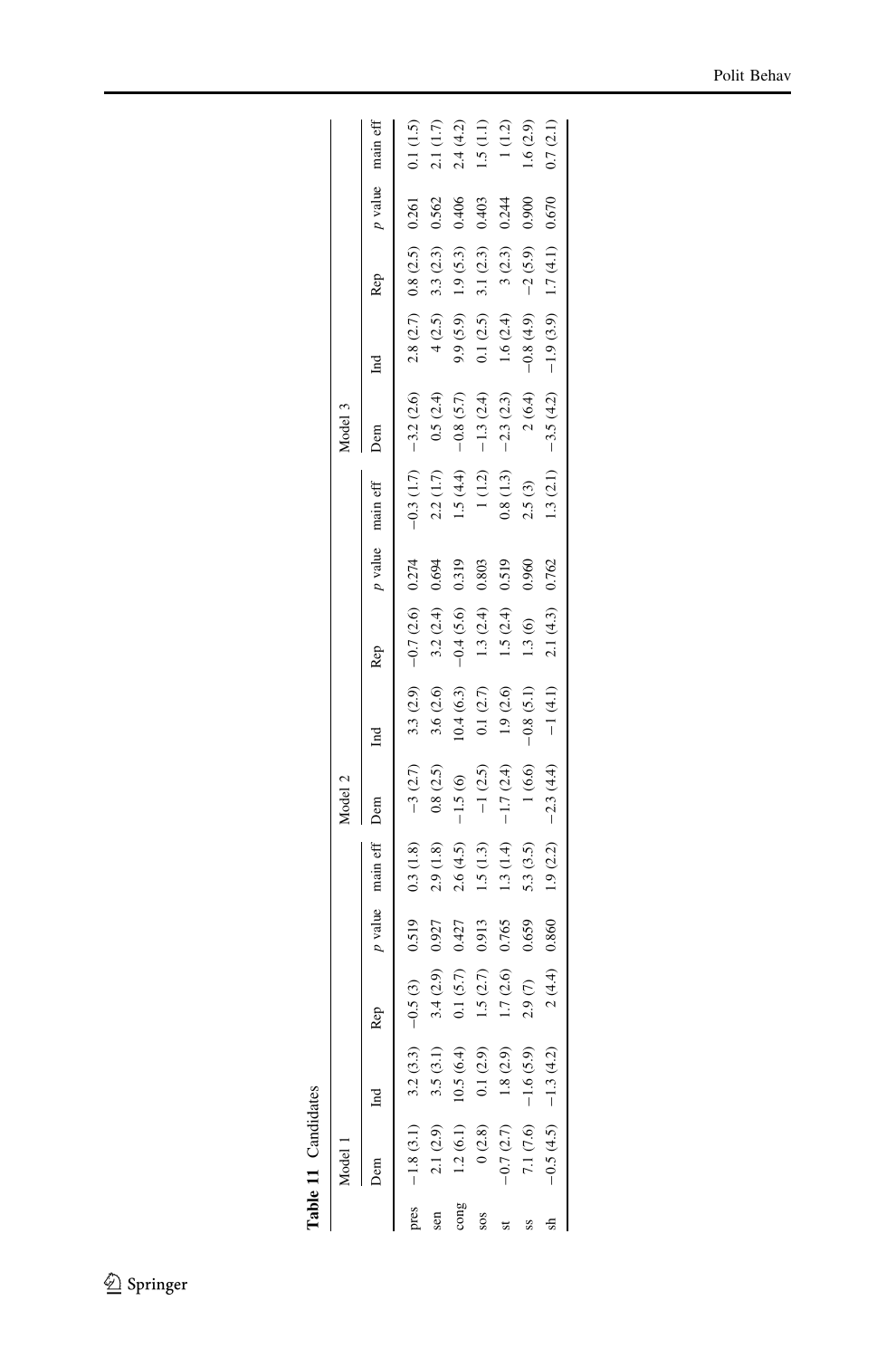**Table 11** Candidates

| | Model 1 | | | | | Model 2 | | | | | Model 3 | | | | |
|---|---|---|---|---|---|---|---|---|---|---|---|---|---|---|---|
| | Dem | Ind | Rep | *p* value | main eff | Dem | Ind | Rep | *p* value | main eff | Dem | Ind | Rep | *p* value | main eff |
| pres | −1.8 (3.1) | 3.2 (3.3) | −0.5 (3) | 0.519 | 0.3 (1.8) | −3 (2.7) | 3.3 (2.9) | −0.7 (2.6) | 0.274 | −0.3 (1.7) | −3.2 (2.6) | 2.8 (2.7) | 0.8 (2.5) | 0.261 | 0.1 (1.5) |
| sen | 2.1 (2.9) | 3.5 (3.1) | 3.4 (2.9) | 0.927 | 2.9 (1.8) | 0.8 (2.5) | 3.6 (2.6) | 3.2 (2.4) | 0.694 | 2.2 (1.7) | 0.5 (2.4) | 4 (2.5) | 3.3 (2.3) | 0.562 | 2.1 (1.7) |
| cong | 1.2 (6.1) | 10.5 (6.4) | 0.1 (5.7) | 0.427 | 2.6 (4.5) | −1.5 (6) | 10.4 (6.3) | −0.4 (5.6) | 0.319 | 1.5 (4.4) | −0.8 (5.7) | 9.9 (5.9) | 1.9 (5.3) | 0.406 | 2.4 (4.2) |
| sos | 0 (2.8) | 0.1 (2.9) | 1.5 (2.7) | 0.913 | 1.5 (1.3) | −1 (2.5) | 0.1 (2.7) | 1.3 (2.4) | 0.803 | 1 (1.2) | −1.3 (2.4) | 0.1 (2.5) | 3.1 (2.3) | 0.403 | 1.5 (1.1) |
| st | −0.7 (2.7) | 1.8 (2.9) | 1.7 (2.6) | 0.765 | 1.3 (1.4) | −1.7 (2.4) | 1.9 (2.6) | 1.5 (2.4) | 0.519 | 0.8 (1.3) | −2.3 (2.3) | 1.6 (2.4) | 3 (2.3) | 0.244 | 1 (1.2) |
| ss | 7.1 (7.6) | −1.6 (5.9) | 2.9 (7) | 0.659 | 5.3 (3.5) | 1 (6.6) | −0.8 (5.1) | 1.3 (6) | 0.960 | 2.5 (3) | 2 (6.4) | −0.8 (4.9) | −2 (5.9) | 0.900 | 1.6 (2.9) |
| sh | −0.5 (4.5) | −1.3 (4.2) | 2 (4.4) | 0.860 | 1.9 (2.2) | −2.3 (4.4) | −1 (4.1) | 2.1 (4.3) | 0.762 | 1.3 (2.1) | −3.5 (4.2) | −1.9 (3.9) | 1.7 (4.1) | 0.670 | 0.7 (2.1) |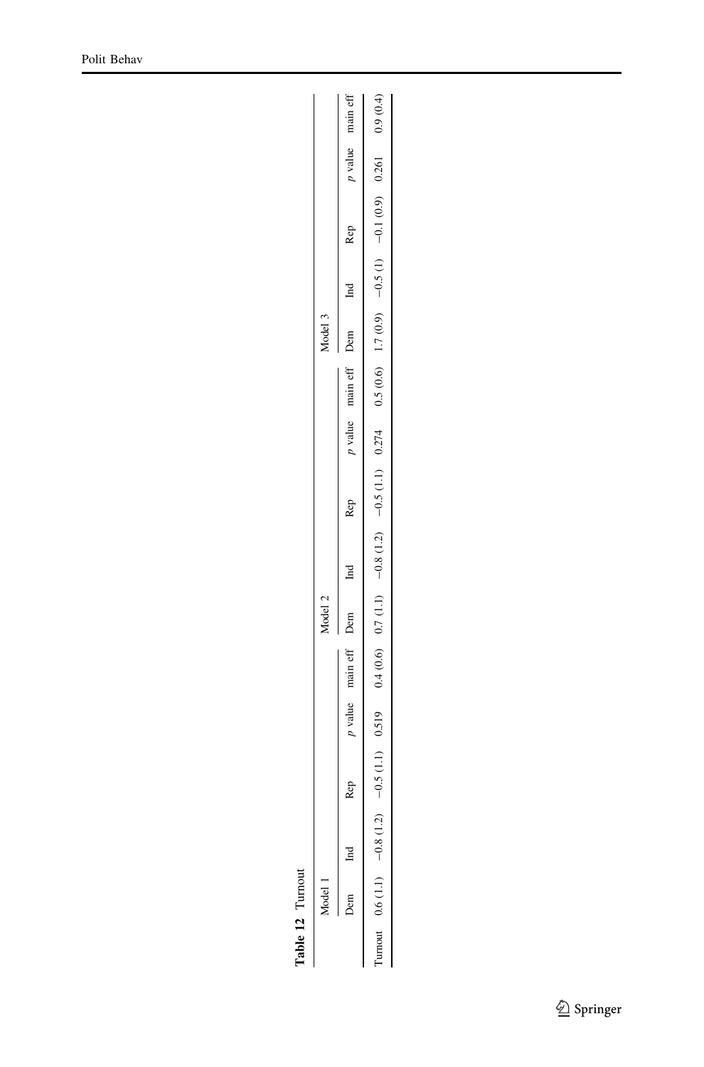**Table 12** Turnout

| | Model 1 | | | | | Model 2 | | | | | Model 3 | | | | |
|---|---|---|---|---|---|---|---|---|---|---|---|---|---|---|---|
| | Dem | Ind | Rep | *p* value | main eff | Dem | Ind | Rep | *p* value | main eff | Dem | Ind | Rep | *p* value | main eff |
| Turnout | 0.6 (1.1) | −0.8 (1.2) | −0.5 (1.1) | 0.519 | 0.4 (0.6) | 0.7 (1.1) | −0.8 (1.2) | −0.5 (1.1) | 0.274 | 0.5 (0.6) | 1.7 (0.9) | −0.5 (1) | −0.1 (0.9) | 0.261 | 0.9 (0.4) |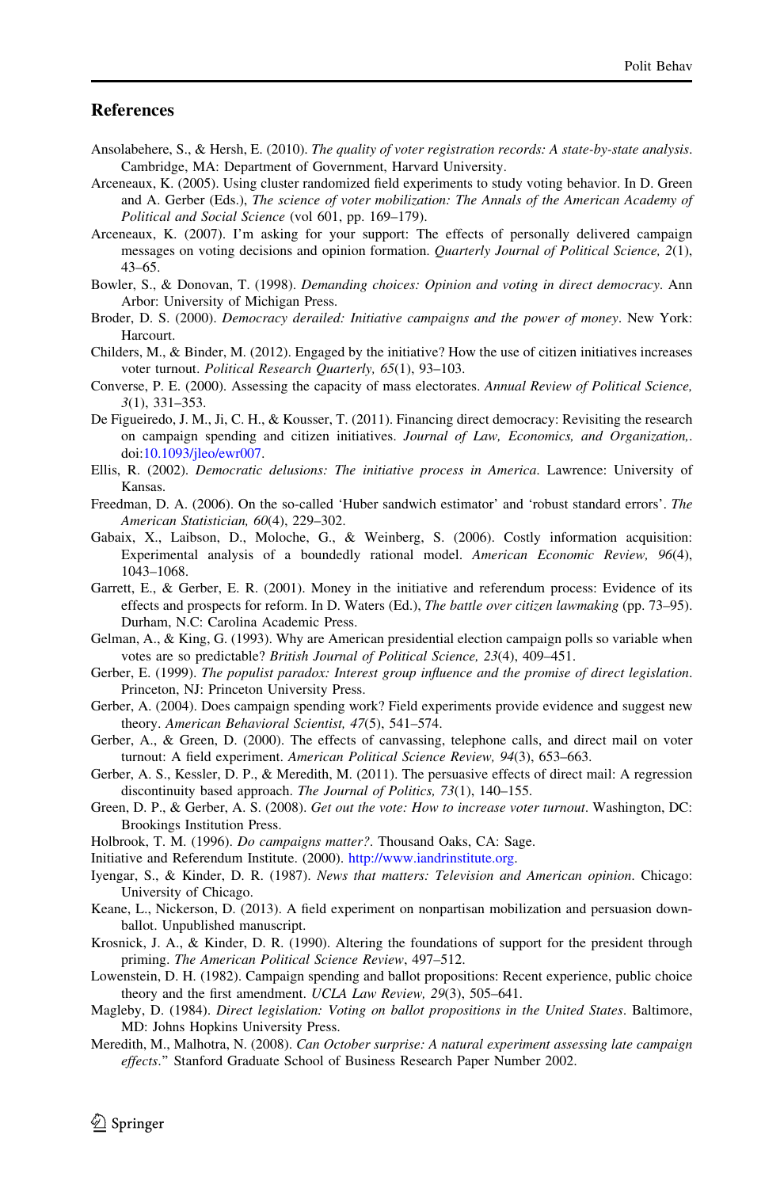## References

Ansolabehere, S., & Hersh, E. (2010). *The quality of voter registration records: A state-by-state analysis*. Cambridge, MA: Department of Government, Harvard University.

Arceneaux, K. (2005). Using cluster randomized field experiments to study voting behavior. In D. Green and A. Gerber (Eds.), *The science of voter mobilization: The Annals of the American Academy of Political and Social Science* (vol 601, pp. 169–179).

Arceneaux, K. (2007). I'm asking for your support: The effects of personally delivered campaign messages on voting decisions and opinion formation. *Quarterly Journal of Political Science, 2*(1), 43–65.

Bowler, S., & Donovan, T. (1998). *Demanding choices: Opinion and voting in direct democracy*. Ann Arbor: University of Michigan Press.

Broder, D. S. (2000). *Democracy derailed: Initiative campaigns and the power of money*. New York: Harcourt.

Childers, M., & Binder, M. (2012). Engaged by the initiative? How the use of citizen initiatives increases voter turnout. *Political Research Quarterly, 65*(1), 93–103.

Converse, P. E. (2000). Assessing the capacity of mass electorates. *Annual Review of Political Science, 3*(1), 331–353.

De Figueiredo, J. M., Ji, C. H., & Kousser, T. (2011). Financing direct democracy: Revisiting the research on campaign spending and citizen initiatives. *Journal of Law, Economics, and Organization,*. doi:10.1093/jleo/ewr007.

Ellis, R. (2002). *Democratic delusions: The initiative process in America*. Lawrence: University of Kansas.

Freedman, D. A. (2006). On the so-called 'Huber sandwich estimator' and 'robust standard errors'. *The American Statistician, 60*(4), 229–302.

Gabaix, X., Laibson, D., Moloche, G., & Weinberg, S. (2006). Costly information acquisition: Experimental analysis of a boundedly rational model. *American Economic Review, 96*(4), 1043–1068.

Garrett, E., & Gerber, E. R. (2001). Money in the initiative and referendum process: Evidence of its effects and prospects for reform. In D. Waters (Ed.), *The battle over citizen lawmaking* (pp. 73–95). Durham, N.C: Carolina Academic Press.

Gelman, A., & King, G. (1993). Why are American presidential election campaign polls so variable when votes are so predictable? *British Journal of Political Science, 23*(4), 409–451.

Gerber, E. (1999). *The populist paradox: Interest group influence and the promise of direct legislation*. Princeton, NJ: Princeton University Press.

Gerber, A. (2004). Does campaign spending work? Field experiments provide evidence and suggest new theory. *American Behavioral Scientist, 47*(5), 541–574.

Gerber, A., & Green, D. (2000). The effects of canvassing, telephone calls, and direct mail on voter turnout: A field experiment. *American Political Science Review, 94*(3), 653–663.

Gerber, A. S., Kessler, D. P., & Meredith, M. (2011). The persuasive effects of direct mail: A regression discontinuity based approach. *The Journal of Politics, 73*(1), 140–155.

Green, D. P., & Gerber, A. S. (2008). *Get out the vote: How to increase voter turnout*. Washington, DC: Brookings Institution Press.

Holbrook, T. M. (1996). *Do campaigns matter?*. Thousand Oaks, CA: Sage.

Initiative and Referendum Institute. (2000). http://www.iandrinstitute.org.

Iyengar, S., & Kinder, D. R. (1987). *News that matters: Television and American opinion*. Chicago: University of Chicago.

Keane, L., Nickerson, D. (2013). A field experiment on nonpartisan mobilization and persuasion down-ballot. Unpublished manuscript.

Krosnick, J. A., & Kinder, D. R. (1990). Altering the foundations of support for the president through priming. *The American Political Science Review*, 497–512.

Lowenstein, D. H. (1982). Campaign spending and ballot propositions: Recent experience, public choice theory and the first amendment. *UCLA Law Review, 29*(3), 505–641.

Magleby, D. (1984). *Direct legislation: Voting on ballot propositions in the United States*. Baltimore, MD: Johns Hopkins University Press.

Meredith, M., Malhotra, N. (2008). *Can October surprise?: A natural experiment assessing late campaign effects*." Stanford Graduate School of Business Research Paper Number 2002.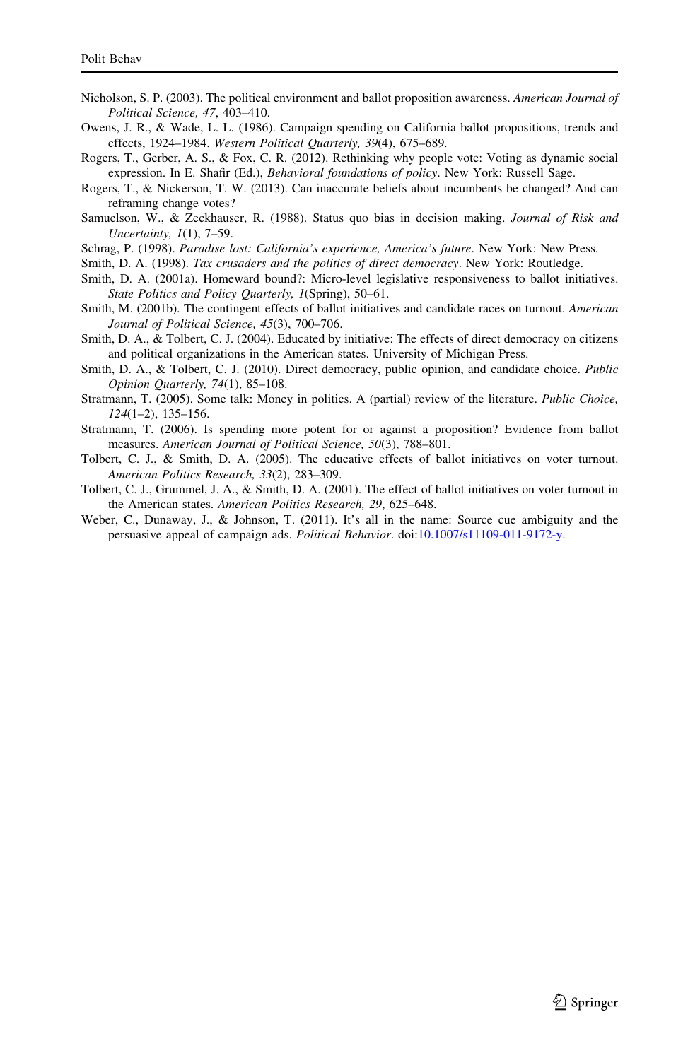Nicholson, S. P. (2003). The political environment and ballot proposition awareness. *American Journal of Political Science, 47*, 403–410.

Owens, J. R., & Wade, L. L. (1986). Campaign spending on California ballot propositions, trends and effects, 1924–1984. *Western Political Quarterly, 39*(4), 675–689.

Rogers, T., Gerber, A. S., & Fox, C. R. (2012). Rethinking why people vote: Voting as dynamic social expression. In E. Shafir (Ed.), *Behavioral foundations of policy*. New York: Russell Sage.

Rogers, T., & Nickerson, T. W. (2013). Can inaccurate beliefs about incumbents be changed? And can reframing change votes?

Samuelson, W., & Zeckhauser, R. (1988). Status quo bias in decision making. *Journal of Risk and Uncertainty, 1*(1), 7–59.

Schrag, P. (1998). *Paradise lost: California's experience, America's future*. New York: New Press.

Smith, D. A. (1998). *Tax crusaders and the politics of direct democracy*. New York: Routledge.

Smith, D. A. (2001a). Homeward bound?: Micro-level legislative responsiveness to ballot initiatives. *State Politics and Policy Quarterly, 1*(Spring), 50–61.

Smith, M. (2001b). The contingent effects of ballot initiatives and candidate races on turnout. *American Journal of Political Science, 45*(3), 700–706.

Smith, D. A., & Tolbert, C. J. (2004). Educated by initiative: The effects of direct democracy on citizens and political organizations in the American states. University of Michigan Press.

Smith, D. A., & Tolbert, C. J. (2010). Direct democracy, public opinion, and candidate choice. *Public Opinion Quarterly, 74*(1), 85–108.

Stratmann, T. (2005). Some talk: Money in politics. A (partial) review of the literature. *Public Choice, 124*(1–2), 135–156.

Stratmann, T. (2006). Is spending more potent for or against a proposition? Evidence from ballot measures. *American Journal of Political Science, 50*(3), 788–801.

Tolbert, C. J., & Smith, D. A. (2005). The educative effects of ballot initiatives on voter turnout. *American Politics Research, 33*(2), 283–309.

Tolbert, C. J., Grummel, J. A., & Smith, D. A. (2001). The effect of ballot initiatives on voter turnout in the American states. *American Politics Research, 29*, 625–648.

Weber, C., Dunaway, J., & Johnson, T. (2011). It's all in the name: Source cue ambiguity and the persuasive appeal of campaign ads. *Political Behavior*. doi:10.1007/s11109-011-9172-y.